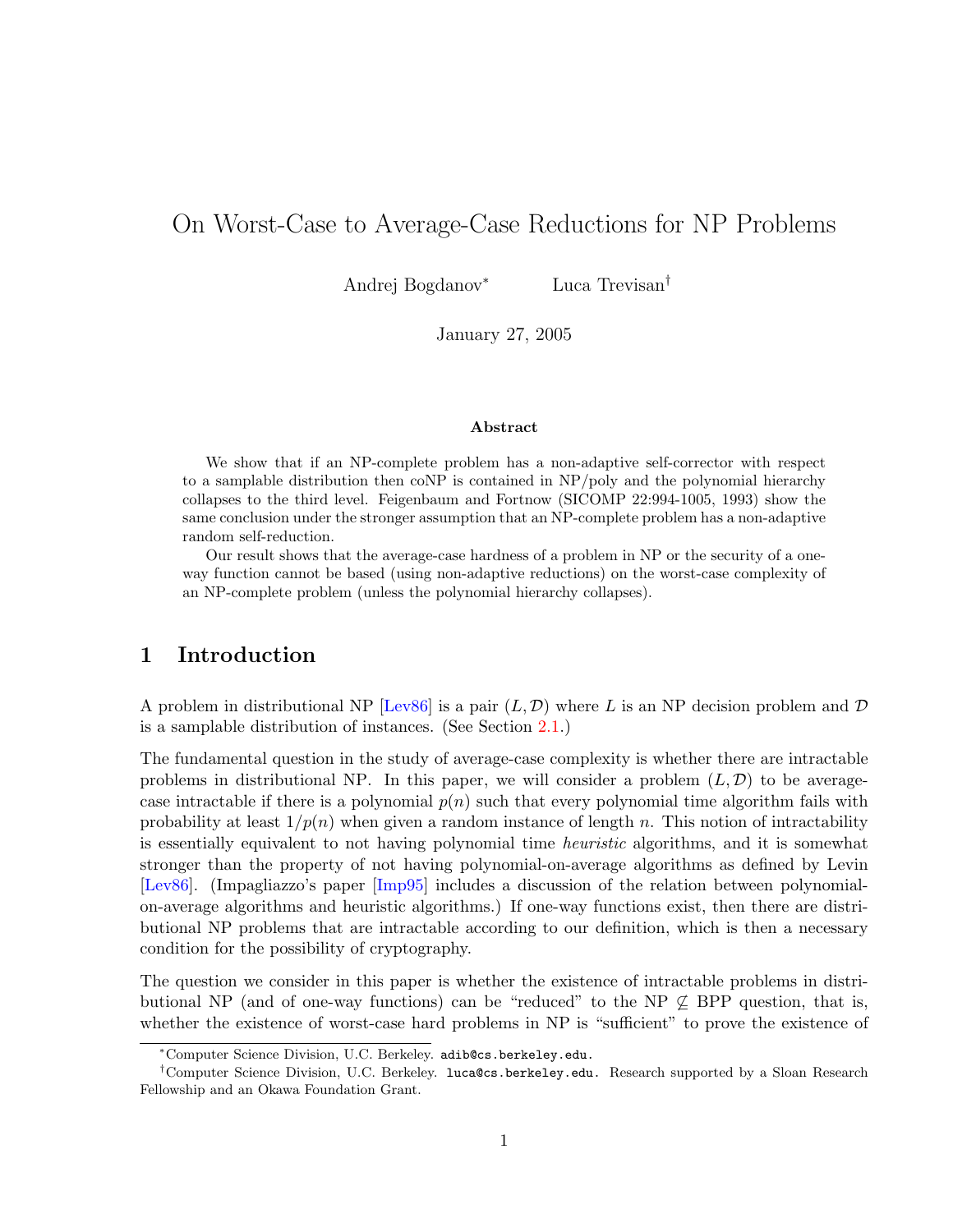# On Worst-Case to Average-Case Reductions for NP Problems

Andrej Bogdanov[*] Luca Trevisan[†]

January 27, 2005

### Abstract

We show that if an NP-complete problem has a non-adaptive self-corrector with respect to a samplable distribution then coNP is contained in NP/poly and the polynomial hierarchy collapses to the third level. Feigenbaum and Fortnow (SICOMP 22:994-1005, 1993) show the same conclusion under the stronger assumption that an NP-complete problem has a non-adaptive random self-reduction.

Our result shows that the average-case hardness of a problem in NP or the security of a one-way function cannot be based (using non-adaptive reductions) on the worst-case complexity of an NP-complete problem (unless the polynomial hierarchy collapses).

## 1 Introduction

A problem in distributional NP [Lev86] is a pair $(L, \mathcal{D})$ where $L$ is an NP decision problem and $\mathcal{D}$ is a samplable distribution of instances. (See Section 2.1.)

The fundamental question in the study of average-case complexity is whether there are intractable problems in distributional NP. In this paper, we will consider a problem $(L, \mathcal{D})$ to be average-case intractable if there is a polynomial $p(n)$ such that every polynomial time algorithm fails with probability at least $1/p(n)$ when given a random instance of length $n$. This notion of intractability is essentially equivalent to not having polynomial time *heuristic* algorithms, and it is somewhat stronger than the property of not having polynomial-on-average algorithms as defined by Levin [Lev86]. (Impagliazzo's paper [Imp95] includes a discussion of the relation between polynomial-on-average algorithms and heuristic algorithms.) If one-way functions exist, then there are distributional NP problems that are intractable according to our definition, which is then a necessary condition for the possibility of cryptography.

The question we consider in this paper is whether the existence of intractable problems in distributional NP (and of one-way functions) can be "reduced" to the NP $\not\subseteq$ BPP question, that is, whether the existence of worst-case hard problems in NP is "sufficient" to prove the existence of

[*] Computer Science Division, U.C. Berkeley. `adib@cs.berkeley.edu.`

[†] Computer Science Division, U.C. Berkeley. `luca@cs.berkeley.edu.` Research supported by a Sloan Research Fellowship and an Okawa Foundation Grant.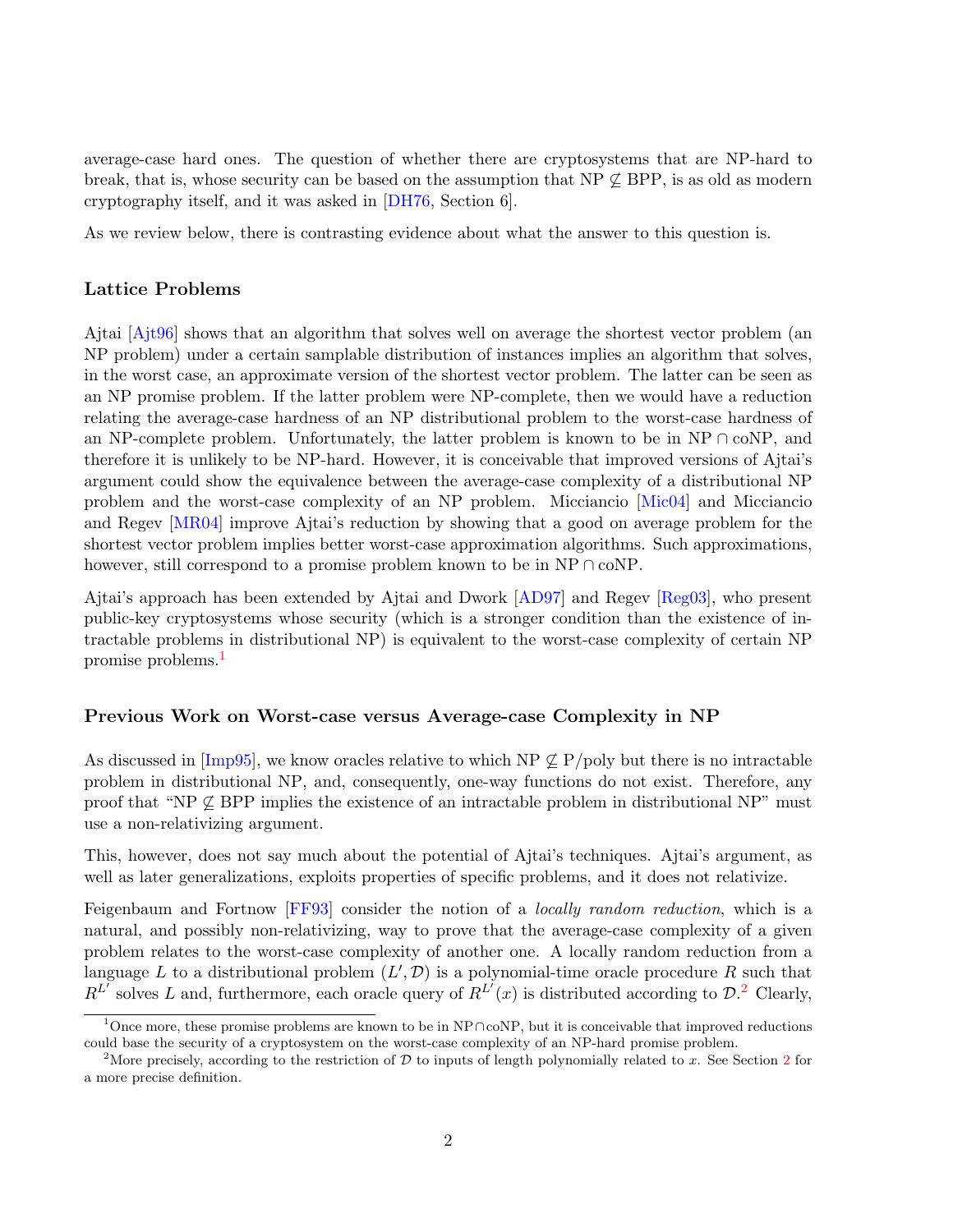average-case hard ones. The question of whether there are cryptosystems that are NP-hard to break, that is, whose security can be based on the assumption that NP $\not\subseteq$ BPP, is as old as modern cryptography itself, and it was asked in [DH76, Section 6].

As we review below, there is contrasting evidence about what the answer to this question is.

### Lattice Problems

Ajtai [Ajt96] shows that an algorithm that solves well on average the shortest vector problem (an NP problem) under a certain samplable distribution of instances implies an algorithm that solves, in the worst case, an approximate version of the shortest vector problem. The latter can be seen as an NP promise problem. If the latter problem were NP-complete, then we would have a reduction relating the average-case hardness of an NP distributional problem to the worst-case hardness of an NP-complete problem. Unfortunately, the latter problem is known to be in NP $\cap$ coNP, and therefore it is unlikely to be NP-hard. However, it is conceivable that improved versions of Ajtai's argument could show the equivalence between the average-case complexity of a distributional NP problem and the worst-case complexity of an NP problem. Micciancio [Mic04] and Micciancio and Regev [MR04] improve Ajtai's reduction by showing that a good on average problem for the shortest vector problem implies better worst-case approximation algorithms. Such approximations, however, still correspond to a promise problem known to be in NP $\cap$ coNP.

Ajtai's approach has been extended by Ajtai and Dwork [AD97] and Regev [Reg03], who present public-key cryptosystems whose security (which is a stronger condition than the existence of intractable problems in distributional NP) is equivalent to the worst-case complexity of certain NP promise problems.[1]

### Previous Work on Worst-case versus Average-case Complexity in NP

As discussed in [Imp95], we know oracles relative to which NP $\not\subseteq$ P/poly but there is no intractable problem in distributional NP, and, consequently, one-way functions do not exist. Therefore, any proof that "NP $\not\subseteq$ BPP implies the existence of an intractable problem in distributional NP" must use a non-relativizing argument.

This, however, does not say much about the potential of Ajtai's techniques. Ajtai's argument, as well as later generalizations, exploits properties of specific problems, and it does not relativize.

Feigenbaum and Fortnow [FF93] consider the notion of a *locally random reduction*, which is a natural, and possibly non-relativizing, way to prove that the average-case complexity of a given problem relates to the worst-case complexity of another one. A locally random reduction from a language $L$ to a distributional problem $(L', \mathcal{D})$ is a polynomial-time oracle procedure $R$ such that $R^{L'}$ solves $L$ and, furthermore, each oracle query of $R^{L'}(x)$ is distributed according to $\mathcal{D}$.[2] Clearly,

[1] Once more, these promise problems are known to be in NP$\cap$coNP, but it is conceivable that improved reductions could base the security of a cryptosystem on the worst-case complexity of an NP-hard promise problem.

[2] More precisely, according to the restriction of $\mathcal{D}$ to inputs of length polynomially related to $x$. See Section 2 for a more precise definition.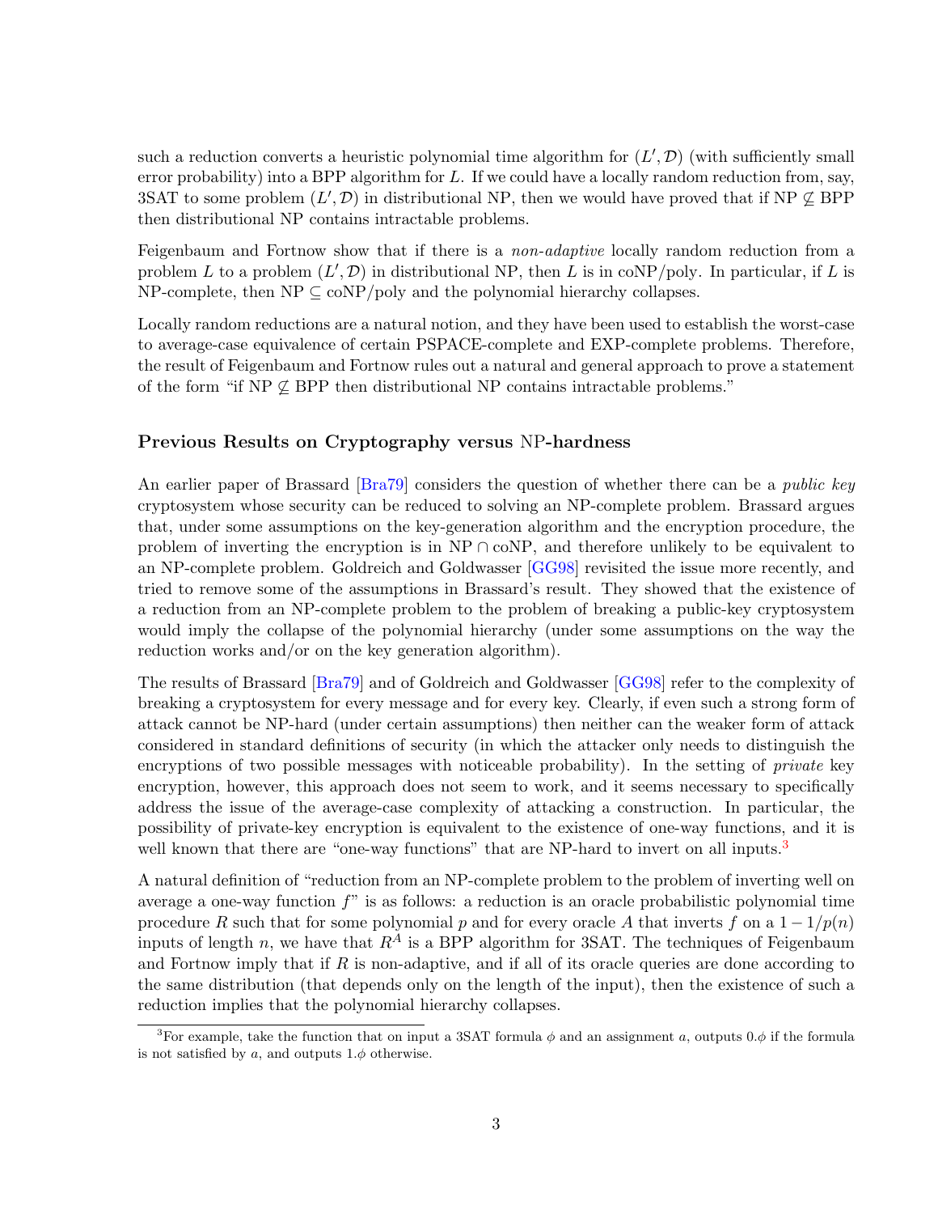such a reduction converts a heuristic polynomial time algorithm for $(L', \mathcal{D})$ (with sufficiently small error probability) into a BPP algorithm for $L$. If we could have a locally random reduction from, say, 3SAT to some problem $(L', \mathcal{D})$ in distributional NP, then we would have proved that if NP $\not\subseteq$ BPP then distributional NP contains intractable problems.

Feigenbaum and Fortnow show that if there is a *non-adaptive* locally random reduction from a problem $L$ to a problem $(L', \mathcal{D})$ in distributional NP, then $L$ is in coNP/poly. In particular, if $L$ is NP-complete, then NP $\subseteq$ coNP/poly and the polynomial hierarchy collapses.

Locally random reductions are a natural notion, and they have been used to establish the worst-case to average-case equivalence of certain PSPACE-complete and EXP-complete problems. Therefore, the result of Feigenbaum and Fortnow rules out a natural and general approach to prove a statement of the form "if NP $\not\subseteq$ BPP then distributional NP contains intractable problems."

### Previous Results on Cryptography versus NP-hardness

An earlier paper of Brassard [Bra79] considers the question of whether there can be a *public key* cryptosystem whose security can be reduced to solving an NP-complete problem. Brassard argues that, under some assumptions on the key-generation algorithm and the encryption procedure, the problem of inverting the encryption is in NP $\cap$ coNP, and therefore unlikely to be equivalent to an NP-complete problem. Goldreich and Goldwasser [GG98] revisited the issue more recently, and tried to remove some of the assumptions in Brassard's result. They showed that the existence of a reduction from an NP-complete problem to the problem of breaking a public-key cryptosystem would imply the collapse of the polynomial hierarchy (under some assumptions on the way the reduction works and/or on the key generation algorithm).

The results of Brassard [Bra79] and of Goldreich and Goldwasser [GG98] refer to the complexity of breaking a cryptosystem for every message and for every key. Clearly, if even such a strong form of attack cannot be NP-hard (under certain assumptions) then neither can the weaker form of attack considered in standard definitions of security (in which the attacker only needs to distinguish the encryptions of two possible messages with noticeable probability). In the setting of *private* key encryption, however, this approach does not seem to work, and it seems necessary to specifically address the issue of the average-case complexity of attacking a construction. In particular, the possibility of private-key encryption is equivalent to the existence of one-way functions, and it is well known that there are "one-way functions" that are NP-hard to invert on all inputs.[3]

A natural definition of "reduction from an NP-complete problem to the problem of inverting well on average a one-way function $f$" is as follows: a reduction is an oracle probabilistic polynomial time procedure $R$ such that for some polynomial $p$ and for every oracle $A$ that inverts $f$ on a $1 - 1/p(n)$ inputs of length $n$, we have that $R^A$ is a BPP algorithm for 3SAT. The techniques of Feigenbaum and Fortnow imply that if $R$ is non-adaptive, and if all of its oracle queries are done according to the same distribution (that depends only on the length of the input), then the existence of such a reduction implies that the polynomial hierarchy collapses.

[3] For example, take the function that on input a 3SAT formula $\phi$ and an assignment $a$, outputs $0.\phi$ if the formula is not satisfied by $a$, and outputs $1.\phi$ otherwise.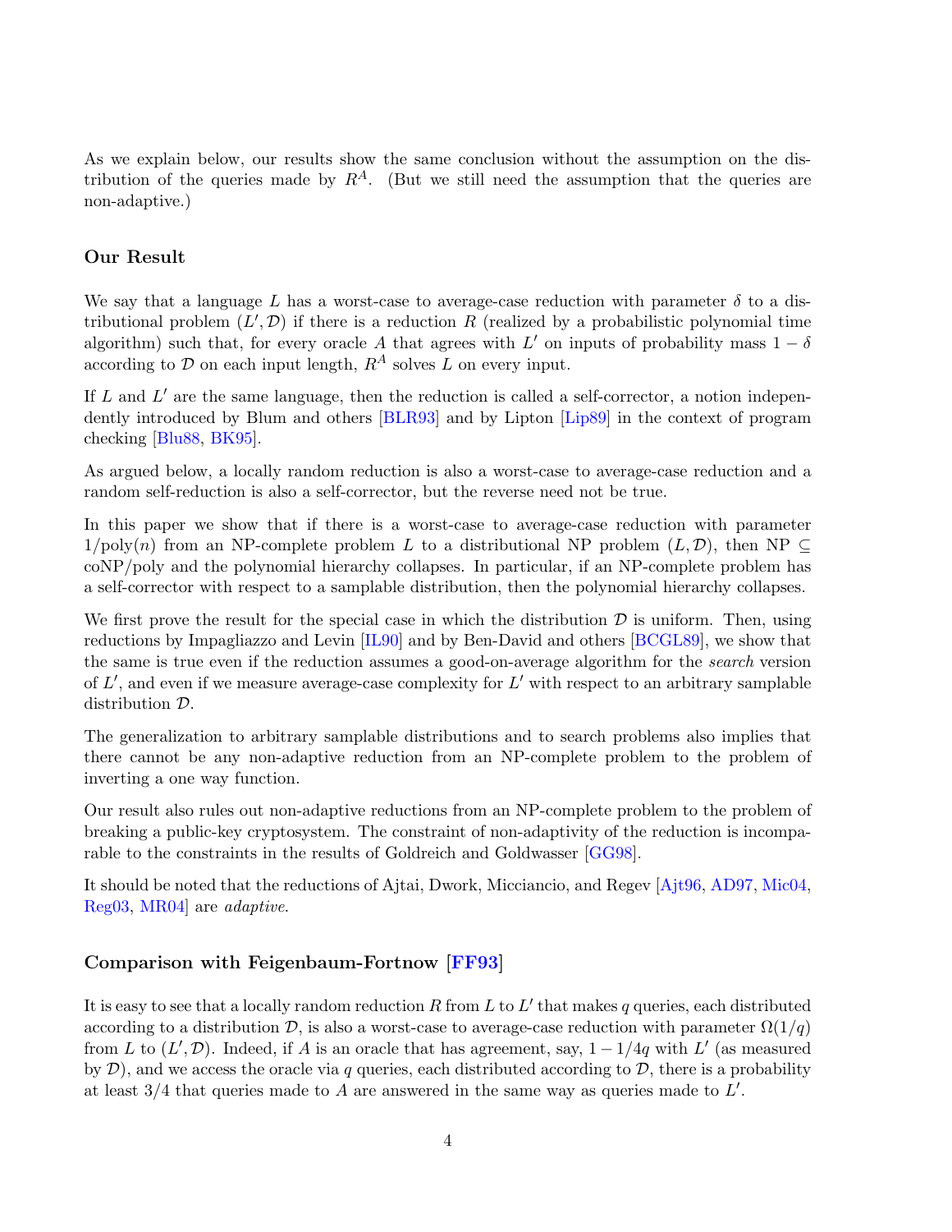As we explain below, our results show the same conclusion without the assumption on the distribution of the queries made by $R^A$. (But we still need the assumption that the queries are non-adaptive.)

### Our Result

We say that a language $L$ has a worst-case to average-case reduction with parameter $\delta$ to a distributional problem $(L', \mathcal{D})$ if there is a reduction $R$ (realized by a probabilistic polynomial time algorithm) such that, for every oracle $A$ that agrees with $L'$ on inputs of probability mass $1 - \delta$ according to $\mathcal{D}$ on each input length, $R^A$ solves $L$ on every input.

If $L$ and $L'$ are the same language, then the reduction is called a self-corrector, a notion independently introduced by Blum and others [BLR93] and by Lipton [Lip89] in the context of program checking [Blu88, BK95].

As argued below, a locally random reduction is also a worst-case to average-case reduction and a random self-reduction is also a self-corrector, but the reverse need not be true.

In this paper we show that if there is a worst-case to average-case reduction with parameter $1/\text{poly}(n)$ from an NP-complete problem $L$ to a distributional NP problem $(L, \mathcal{D})$, then NP $\subseteq$ coNP/poly and the polynomial hierarchy collapses. In particular, if an NP-complete problem has a self-corrector with respect to a samplable distribution, then the polynomial hierarchy collapses.

We first prove the result for the special case in which the distribution $\mathcal{D}$ is uniform. Then, using reductions by Impagliazzo and Levin [IL90] and by Ben-David and others [BCGL89], we show that the same is true even if the reduction assumes a good-on-average algorithm for the *search* version of $L'$, and even if we measure average-case complexity for $L'$ with respect to an arbitrary samplable distribution $\mathcal{D}$.

The generalization to arbitrary samplable distributions and to search problems also implies that there cannot be any non-adaptive reduction from an NP-complete problem to the problem of inverting a one way function.

Our result also rules out non-adaptive reductions from an NP-complete problem to the problem of breaking a public-key cryptosystem. The constraint of non-adaptivity of the reduction is incomparable to the constraints in the results of Goldreich and Goldwasser [GG98].

It should be noted that the reductions of Ajtai, Dwork, Micciancio, and Regev [Ajt96, AD97, Mic04, Reg03, MR04] are *adaptive*.

### Comparison with Feigenbaum-Fortnow [FF93]

It is easy to see that a locally random reduction $R$ from $L$ to $L'$ that makes $q$ queries, each distributed according to a distribution $\mathcal{D}$, is also a worst-case to average-case reduction with parameter $\Omega(1/q)$ from $L$ to $(L', \mathcal{D})$. Indeed, if $A$ is an oracle that has agreement, say, $1 - 1/4q$ with $L'$ (as measured by $\mathcal{D}$), and we access the oracle via $q$ queries, each distributed according to $\mathcal{D}$, there is a probability at least $3/4$ that queries made to $A$ are answered in the same way as queries made to $L'$.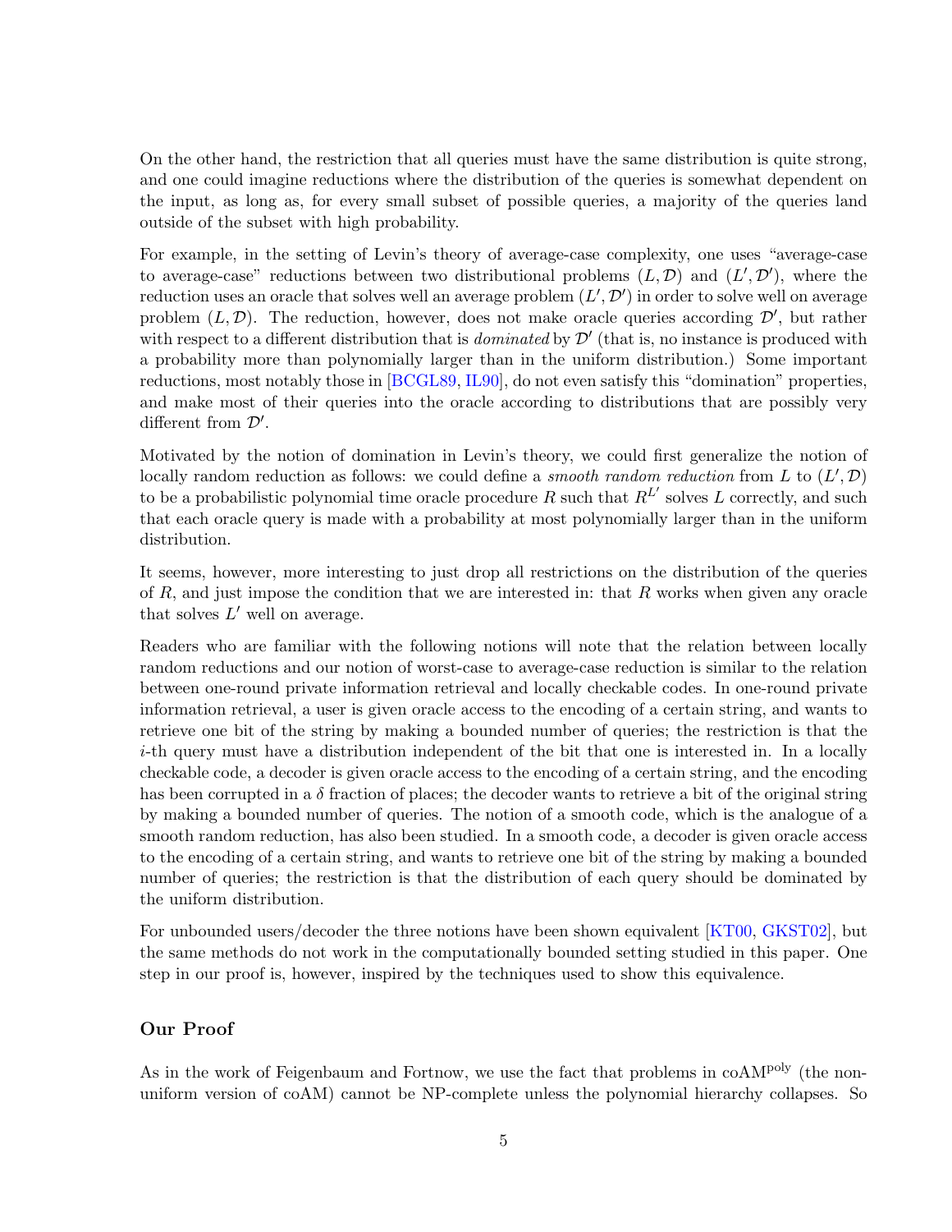On the other hand, the restriction that all queries must have the same distribution is quite strong, and one could imagine reductions where the distribution of the queries is somewhat dependent on the input, as long as, for every small subset of possible queries, a majority of the queries land outside of the subset with high probability.

For example, in the setting of Levin's theory of average-case complexity, one uses "average-case to average-case" reductions between two distributional problems $(L, \mathcal{D})$ and $(L', \mathcal{D}')$, where the reduction uses an oracle that solves well an average problem $(L', \mathcal{D}')$ in order to solve well on average problem $(L, \mathcal{D})$. The reduction, however, does not make oracle queries according $\mathcal{D}'$, but rather with respect to a different distribution that is *dominated* by $\mathcal{D}'$ (that is, no instance is produced with a probability more than polynomially larger than in the uniform distribution.) Some important reductions, most notably those in [BCGL89, IL90], do not even satisfy this "domination" properties, and make most of their queries into the oracle according to distributions that are possibly very different from $\mathcal{D}'$.

Motivated by the notion of domination in Levin's theory, we could first generalize the notion of locally random reduction as follows: we could define a *smooth random reduction* from $L$ to $(L', \mathcal{D})$ to be a probabilistic polynomial time oracle procedure $R$ such that $R^{L'}$ solves $L$ correctly, and such that each oracle query is made with a probability at most polynomially larger than in the uniform distribution.

It seems, however, more interesting to just drop all restrictions on the distribution of the queries of $R$, and just impose the condition that we are interested in: that $R$ works when given any oracle that solves $L'$ well on average.

Readers who are familiar with the following notions will note that the relation between locally random reductions and our notion of worst-case to average-case reduction is similar to the relation between one-round private information retrieval and locally checkable codes. In one-round private information retrieval, a user is given oracle access to the encoding of a certain string, and wants to retrieve one bit of the string by making a bounded number of queries; the restriction is that the $i$-th query must have a distribution independent of the bit that one is interested in. In a locally checkable code, a decoder is given oracle access to the encoding of a certain string, and the encoding has been corrupted in a $\delta$ fraction of places; the decoder wants to retrieve a bit of the original string by making a bounded number of queries. The notion of a smooth code, which is the analogue of a smooth random reduction, has also been studied. In a smooth code, a decoder is given oracle access to the encoding of a certain string, and wants to retrieve one bit of the string by making a bounded number of queries; the restriction is that the distribution of each query should be dominated by the uniform distribution.

For unbounded users/decoder the three notions have been shown equivalent [KT00, GKST02], but the same methods do not work in the computationally bounded setting studied in this paper. One step in our proof is, however, inspired by the techniques used to show this equivalence.

### Our Proof

As in the work of Feigenbaum and Fortnow, we use the fact that problems in coAM$^{\text{poly}}$ (the non-uniform version of coAM) cannot be NP-complete unless the polynomial hierarchy collapses. So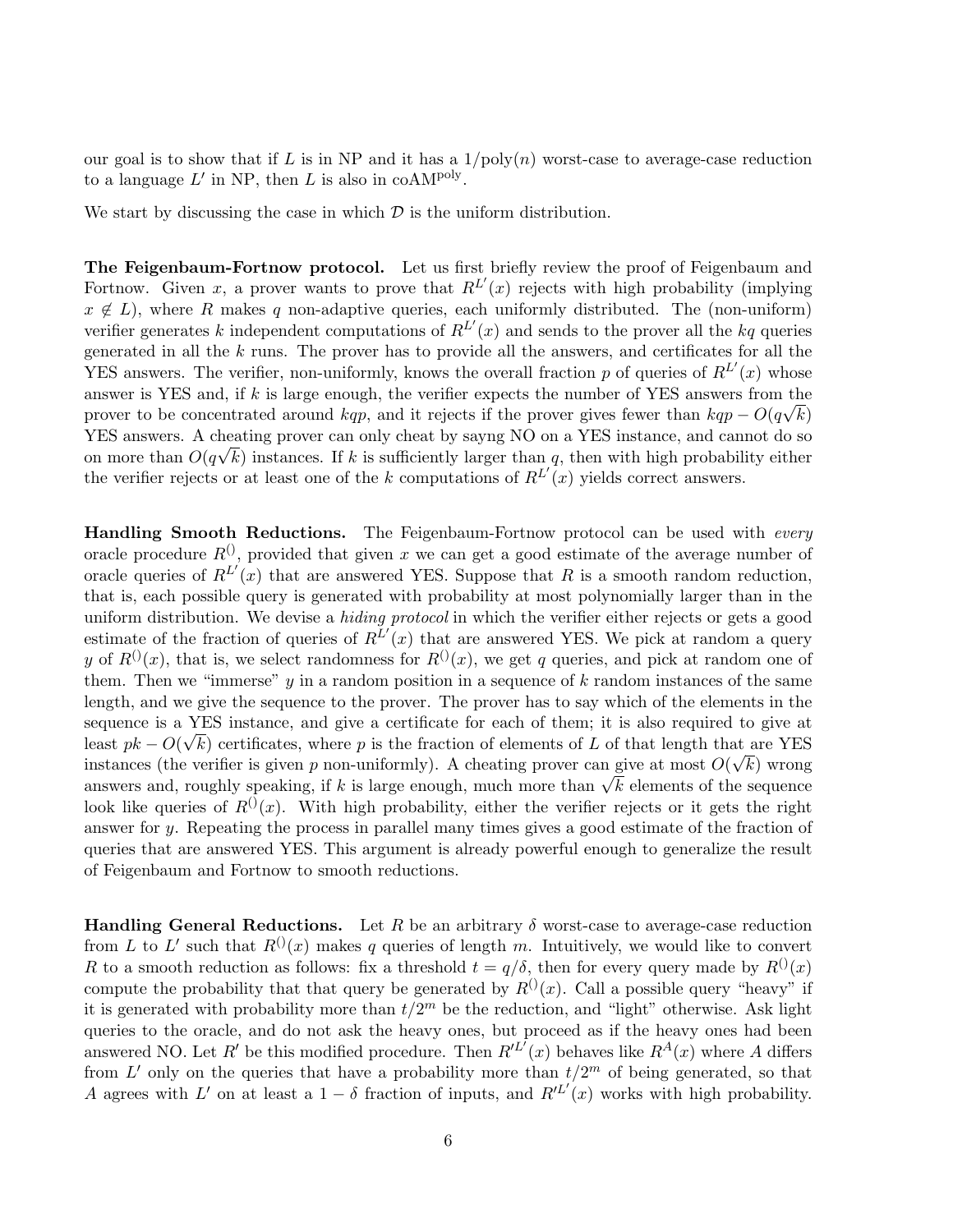our goal is to show that if $L$ is in NP and it has a $1/\mathrm{poly}(n)$ worst-case to average-case reduction to a language $L'$ in NP, then $L$ is also in $\mathrm{coAM}^{\mathrm{poly}}$.

We start by discussing the case in which $\mathcal{D}$ is the uniform distribution.

**The Feigenbaum-Fortnow protocol.** Let us first briefly review the proof of Feigenbaum and Fortnow. Given $x$, a prover wants to prove that $R^{L'}(x)$ rejects with high probability (implying $x \notin L$), where $R$ makes $q$ non-adaptive queries, each uniformly distributed. The (non-uniform) verifier generates $k$ independent computations of $R^{L'}(x)$ and sends to the prover all the $kq$ queries generated in all the $k$ runs. The prover has to provide all the answers, and certificates for all the YES answers. The verifier, non-uniformly, knows the overall fraction $p$ of queries of $R^{L'}(x)$ whose answer is YES and, if $k$ is large enough, the verifier expects the number of YES answers from the prover to be concentrated around $kqp$, and it rejects if the prover gives fewer than $kqp - O(q\sqrt{k})$ YES answers. A cheating prover can only cheat by sayng NO on a YES instance, and cannot do so on more than $O(q\sqrt{k})$ instances. If $k$ is sufficiently larger than $q$, then with high probability either the verifier rejects or at least one of the $k$ computations of $R^{L'}(x)$ yields correct answers.

**Handling Smooth Reductions.** The Feigenbaum-Fortnow protocol can be used with *every* oracle procedure $R^{()}$, provided that given $x$ we can get a good estimate of the average number of oracle queries of $R^{L'}(x)$ that are answered YES. Suppose that $R$ is a smooth random reduction, that is, each possible query is generated with probability at most polynomially larger than in the uniform distribution. We devise a *hiding protocol* in which the verifier either rejects or gets a good estimate of the fraction of queries of $R^{L'}(x)$ that are answered YES. We pick at random a query $y$ of $R^{()}(x)$, that is, we select randomness for $R^{()}(x)$, we get $q$ queries, and pick at random one of them. Then we "immerse" $y$ in a random position in a sequence of $k$ random instances of the same length, and we give the sequence to the prover. The prover has to say which of the elements in the sequence is a YES instance, and give a certificate for each of them; it is also required to give at least $pk - O(\sqrt{k})$ certificates, where $p$ is the fraction of elements of $L$ of that length that are YES instances (the verifier is given $p$ non-uniformly). A cheating prover can give at most $O(\sqrt{k})$ wrong answers and, roughly speaking, if $k$ is large enough, much more than $\sqrt{k}$ elements of the sequence look like queries of $R^{()}(x)$. With high probability, either the verifier rejects or it gets the right answer for $y$. Repeating the process in parallel many times gives a good estimate of the fraction of queries that are answered YES. This argument is already powerful enough to generalize the result of Feigenbaum and Fortnow to smooth reductions.

**Handling General Reductions.** Let $R$ be an arbitrary $\delta$ worst-case to average-case reduction from $L$ to $L'$ such that $R^{()}(x)$ makes $q$ queries of length $m$. Intuitively, we would like to convert $R$ to a smooth reduction as follows: fix a threshold $t = q/\delta$, then for every query made by $R^{()}(x)$ compute the probability that that query be generated by $R^{()}(x)$. Call a possible query "heavy" if it is generated with probability more than $t/2^m$ be the reduction, and "light" otherwise. Ask light queries to the oracle, and do not ask the heavy ones, but proceed as if the heavy ones had been answered NO. Let $R'$ be this modified procedure. Then $R'^{L'}(x)$ behaves like $R^{A}(x)$ where $A$ differs from $L'$ only on the queries that have a probability more than $t/2^m$ of being generated, so that $A$ agrees with $L'$ on at least a $1 - \delta$ fraction of inputs, and $R'^{L'}(x)$ works with high probability.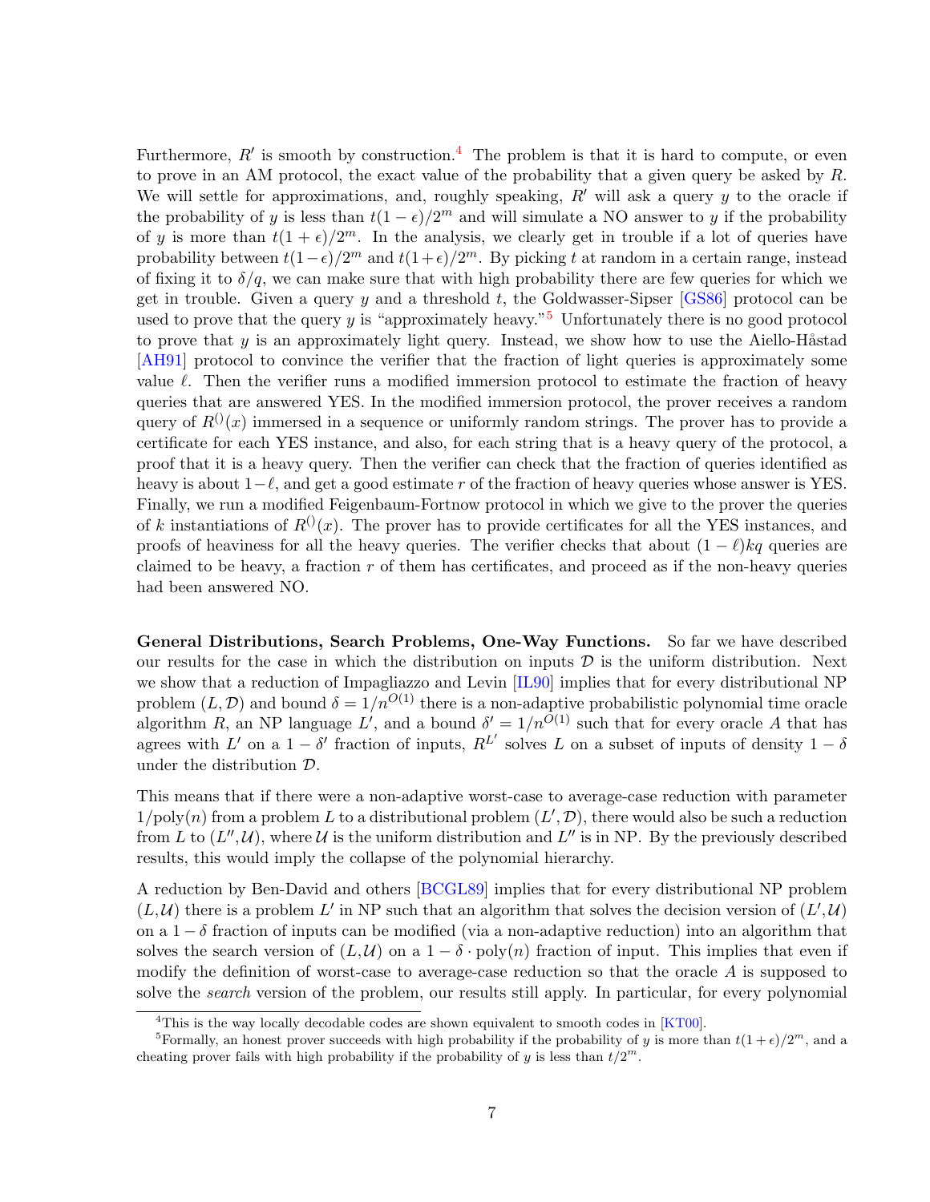Furthermore, $R'$ is smooth by construction.[4] The problem is that it is hard to compute, or even to prove in an AM protocol, the exact value of the probability that a given query be asked by $R$. We will settle for approximations, and, roughly speaking, $R'$ will ask a query $y$ to the oracle if the probability of $y$ is less than $t(1-\epsilon)/2^m$ and will simulate a NO answer to $y$ if the probability of $y$ is more than $t(1+\epsilon)/2^m$. In the analysis, we clearly get in trouble if a lot of queries have probability between $t(1-\epsilon)/2^m$ and $t(1+\epsilon)/2^m$. By picking $t$ at random in a certain range, instead of fixing it to $\delta/q$, we can make sure that with high probability there are few queries for which we get in trouble. Given a query $y$ and a threshold $t$, the Goldwasser-Sipser [GS86] protocol can be used to prove that the query $y$ is "approximately heavy."[5] Unfortunately there is no good protocol to prove that $y$ is an approximately light query. Instead, we show how to use the Aiello-Håstad [AH91] protocol to convince the verifier that the fraction of light queries is approximately some value $\ell$. Then the verifier runs a modified immersion protocol to estimate the fraction of heavy queries that are answered YES. In the modified immersion protocol, the prover receives a random query of $R^{()}(x)$ immersed in a sequence or uniformly random strings. The prover has to provide a certificate for each YES instance, and also, for each string that is a heavy query of the protocol, a proof that it is a heavy query. Then the verifier can check that the fraction of queries identified as heavy is about $1-\ell$, and get a good estimate $r$ of the fraction of heavy queries whose answer is YES. Finally, we run a modified Feigenbaum-Fortnow protocol in which we give to the prover the queries of $k$ instantiations of $R^{()}(x)$. The prover has to provide certificates for all the YES instances, and proofs of heaviness for all the heavy queries. The verifier checks that about $(1-\ell)kq$ queries are claimed to be heavy, a fraction $r$ of them has certificates, and proceed as if the non-heavy queries had been answered NO.

**General Distributions, Search Problems, One-Way Functions.** So far we have described our results for the case in which the distribution on inputs $\mathcal{D}$ is the uniform distribution. Next we show that a reduction of Impagliazzo and Levin [IL90] implies that for every distributional NP problem $(L, \mathcal{D})$ and bound $\delta = 1/n^{O(1)}$ there is a non-adaptive probabilistic polynomial time oracle algorithm $R$, an NP language $L'$, and a bound $\delta' = 1/n^{O(1)}$ such that for every oracle $A$ that has agrees with $L'$ on a $1-\delta'$ fraction of inputs, $R^{L'}$ solves $L$ on a subset of inputs of density $1-\delta$ under the distribution $\mathcal{D}$.

This means that if there were a non-adaptive worst-case to average-case reduction with parameter $1/\text{poly}(n)$ from a problem $L$ to a distributional problem $(L', \mathcal{D})$, there would also be such a reduction from $L$ to $(L'', \mathcal{U})$, where $\mathcal{U}$ is the uniform distribution and $L''$ is in NP. By the previously described results, this would imply the collapse of the polynomial hierarchy.

A reduction by Ben-David and others [BCGL89] implies that for every distributional NP problem $(L, \mathcal{U})$ there is a problem $L'$ in NP such that an algorithm that solves the decision version of $(L', \mathcal{U})$ on a $1-\delta$ fraction of inputs can be modified (via a non-adaptive reduction) into an algorithm that solves the search version of $(L, \mathcal{U})$ on a $1-\delta \cdot \text{poly}(n)$ fraction of input. This implies that even if modify the definition of worst-case to average-case reduction so that the oracle $A$ is supposed to solve the *search* version of the problem, our results still apply. In particular, for every polynomial

[4] This is the way locally decodable codes are shown equivalent to smooth codes in [KT00].

[5] Formally, an honest prover succeeds with high probability if the probability of $y$ is more than $t(1+\epsilon)/2^m$, and a cheating prover fails with high probability if the probability of $y$ is less than $t/2^m$.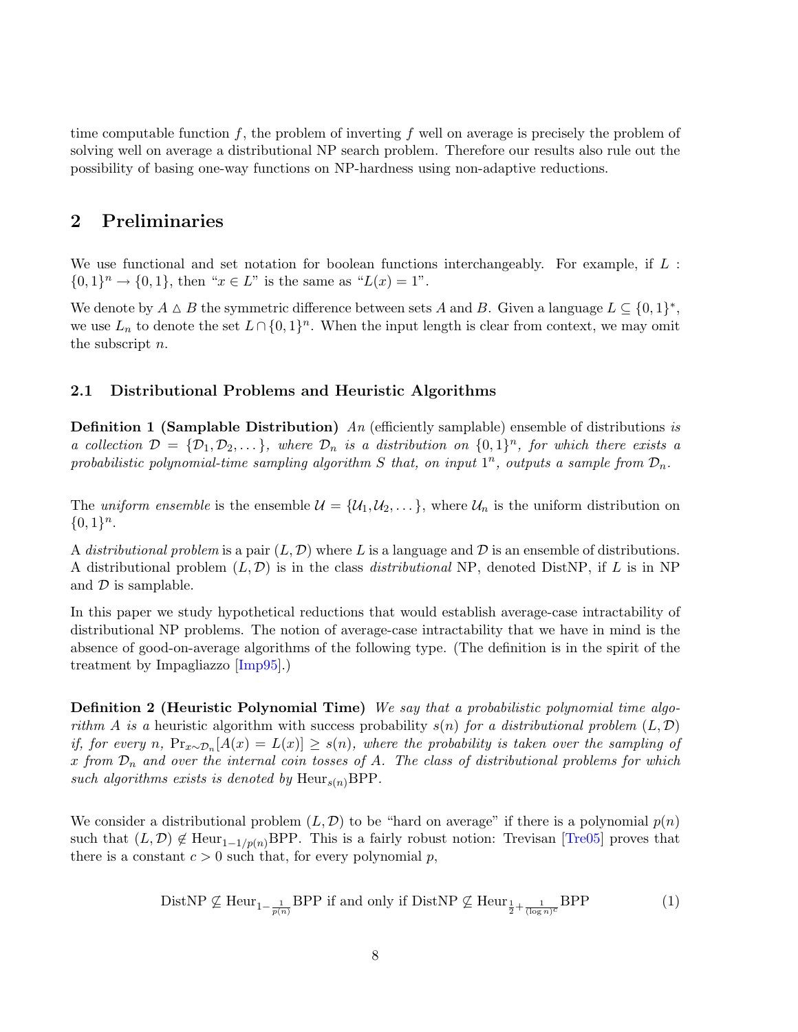time computable function $f$, the problem of inverting $f$ well on average is precisely the problem of solving well on average a distributional NP search problem. Therefore our results also rule out the possibility of basing one-way functions on NP-hardness using non-adaptive reductions.

## 2 Preliminaries

We use functional and set notation for boolean functions interchangeably. For example, if $L : \{0,1\}^n \to \{0,1\}$, then "$x \in L$" is the same as "$L(x) = 1$".

We denote by $A \triangle B$ the symmetric difference between sets $A$ and $B$. Given a language $L \subseteq \{0,1\}^*$, we use $L_n$ to denote the set $L \cap \{0,1\}^n$. When the input length is clear from context, we may omit the subscript $n$.

### 2.1 Distributional Problems and Heuristic Algorithms

**Definition 1 (Samplable Distribution)** *An* (efficiently samplable) ensemble of distributions *is a collection $\mathcal{D} = \{\mathcal{D}_1, \mathcal{D}_2, \dots\}$, where $\mathcal{D}_n$ is a distribution on $\{0,1\}^n$, for which there exists a probabilistic polynomial-time sampling algorithm $S$ that, on input $1^n$, outputs a sample from $\mathcal{D}_n$.*

The *uniform ensemble* is the ensemble $\mathcal{U} = \{\mathcal{U}_1, \mathcal{U}_2, \dots\}$, where $\mathcal{U}_n$ is the uniform distribution on $\{0,1\}^n$.

A *distributional problem* is a pair $(L, \mathcal{D})$ where $L$ is a language and $\mathcal{D}$ is an ensemble of distributions. A distributional problem $(L, \mathcal{D})$ is in the class *distributional* NP, denoted DistNP, if $L$ is in NP and $\mathcal{D}$ is samplable.

In this paper we study hypothetical reductions that would establish average-case intractability of distributional NP problems. The notion of average-case intractability that we have in mind is the absence of good-on-average algorithms of the following type. (The definition is in the spirit of the treatment by Impagliazzo [Imp95].)

**Definition 2 (Heuristic Polynomial Time)** *We say that a probabilistic polynomial time algorithm $A$ is a* heuristic algorithm with success probability $s(n)$ *for a distributional problem $(L, \mathcal{D})$ if, for every $n$, $\Pr_{x \sim \mathcal{D}_n}[A(x) = L(x)] \geq s(n)$, where the probability is taken over the sampling of $x$ from $\mathcal{D}_n$ and over the internal coin tosses of $A$. The class of distributional problems for which such algorithms exists is denoted by $\mathrm{Heur}_{s(n)}\mathrm{BPP}$.*

We consider a distributional problem $(L, \mathcal{D})$ to be "hard on average" if there is a polynomial $p(n)$ such that $(L, \mathcal{D}) \notin \mathrm{Heur}_{1-1/p(n)}\mathrm{BPP}$. This is a fairly robust notion: Trevisan [Tre05] proves that there is a constant $c > 0$ such that, for every polynomial $p$,

$$\mathrm{DistNP} \not\subseteq \mathrm{Heur}_{1-\frac{1}{p(n)}}\mathrm{BPP} \text{ if and only if } \mathrm{DistNP} \not\subseteq \mathrm{Heur}_{\frac{1}{2}+\frac{1}{(\log n)^c}}\mathrm{BPP} \tag{1}$$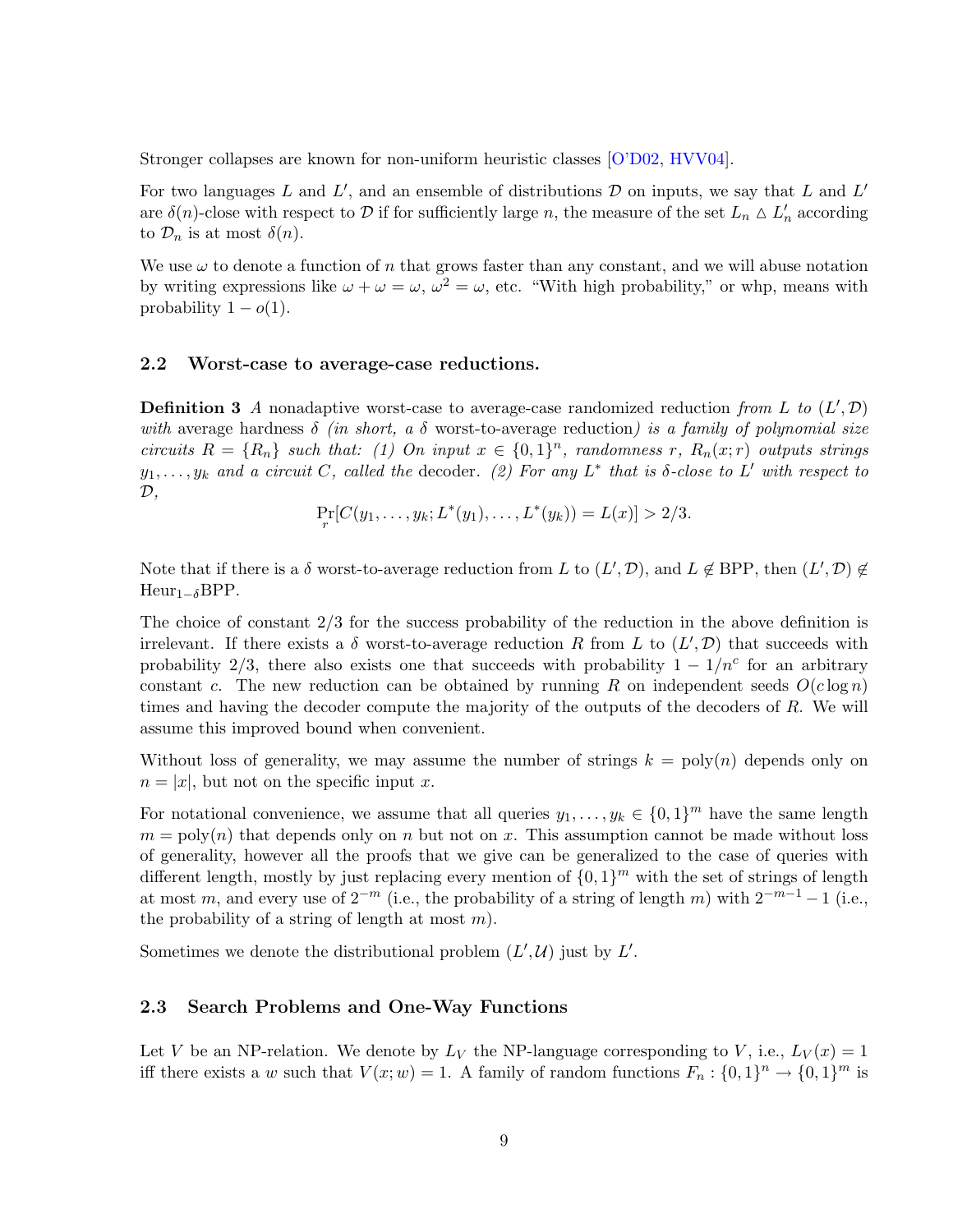Stronger collapses are known for non-uniform heuristic classes [O'D02, HVV04].

For two languages $L$ and $L'$, and an ensemble of distributions $\mathcal{D}$ on inputs, we say that $L$ and $L'$ are $\delta(n)$-close with respect to $\mathcal{D}$ if for sufficiently large $n$, the measure of the set $L_n \triangle L'_n$ according to $\mathcal{D}_n$ is at most $\delta(n)$.

We use $\omega$ to denote a function of $n$ that grows faster than any constant, and we will abuse notation by writing expressions like $\omega + \omega = \omega$, $\omega^2 = \omega$, etc. "With high probability," or whp, means with probability $1 - o(1)$.

### 2.2 Worst-case to average-case reductions.

**Definition 3** *A* nonadaptive worst-case to average-case randomized reduction *from $L$ to $(L', \mathcal{D})$ with* average hardness $\delta$ *(in short, a $\delta$* worst-to-average reduction*) is a family of polynomial size circuits $R = \{R_n\}$ such that: (1) On input $x \in \{0,1\}^n$, randomness $r$, $R_n(x; r)$ outputs strings $y_1, \ldots, y_k$ and a circuit $C$, called the* decoder*. (2) For any $L^*$ that is $\delta$-close to $L'$ with respect to $\mathcal{D}$,*

$$\Pr_r[C(y_1, \ldots, y_k; L^*(y_1), \ldots, L^*(y_k)) = L(x)] > 2/3.$$

Note that if there is a $\delta$ worst-to-average reduction from $L$ to $(L', \mathcal{D})$, and $L \notin \text{BPP}$, then $(L', \mathcal{D}) \notin \text{Heur}_{1-\delta}\text{BPP}$.

The choice of constant $2/3$ for the success probability of the reduction in the above definition is irrelevant. If there exists a $\delta$ worst-to-average reduction $R$ from $L$ to $(L', \mathcal{D})$ that succeeds with probability $2/3$, there also exists one that succeeds with probability $1 - 1/n^c$ for an arbitrary constant $c$. The new reduction can be obtained by running $R$ on independent seeds $O(c \log n)$ times and having the decoder compute the majority of the outputs of the decoders of $R$. We will assume this improved bound when convenient.

Without loss of generality, we may assume the number of strings $k = \text{poly}(n)$ depends only on $n = |x|$, but not on the specific input $x$.

For notational convenience, we assume that all queries $y_1, \ldots, y_k \in \{0,1\}^m$ have the same length $m = \text{poly}(n)$ that depends only on $n$ but not on $x$. This assumption cannot be made without loss of generality, however all the proofs that we give can be generalized to the case of queries with different length, mostly by just replacing every mention of $\{0,1\}^m$ with the set of strings of length at most $m$, and every use of $2^{-m}$ (i.e., the probability of a string of length $m$) with $2^{-m-1} - 1$ (i.e., the probability of a string of length at most $m$).

Sometimes we denote the distributional problem $(L', \mathcal{U})$ just by $L'$.

### 2.3 Search Problems and One-Way Functions

Let $V$ be an NP-relation. We denote by $L_V$ the NP-language corresponding to $V$, i.e., $L_V(x) = 1$ iff there exists a $w$ such that $V(x; w) = 1$. A family of random functions $F_n : \{0,1\}^n \to \{0,1\}^m$ is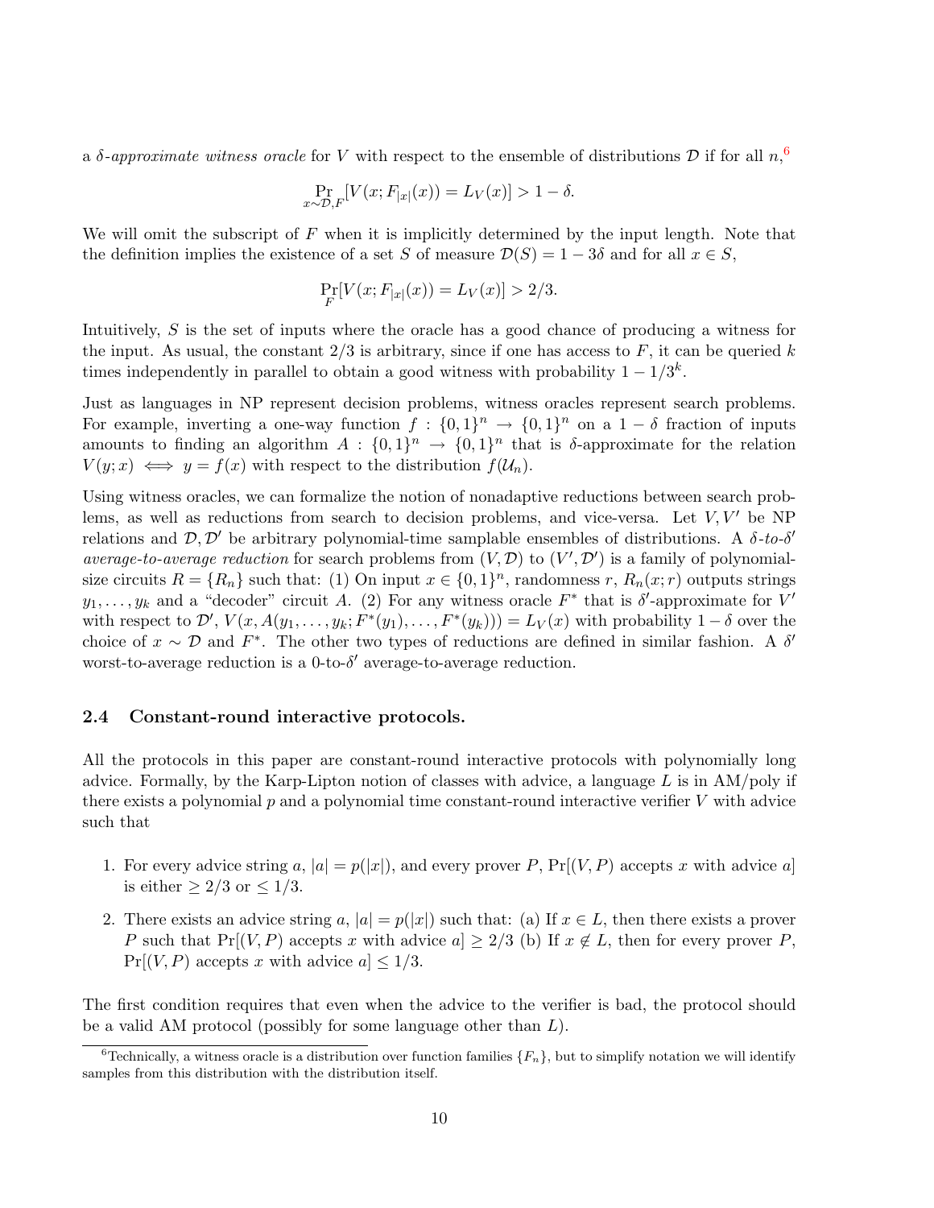a $\delta$-*approximate witness oracle* for $V$ with respect to the ensemble of distributions $\mathcal{D}$ if for all $n$,[6]

$$\Pr_{x\sim\mathcal{D},F}[V(x;F_{|x|}(x)) = L_V(x)] > 1-\delta.$$

We will omit the subscript of $F$ when it is implicitly determined by the input length. Note that the definition implies the existence of a set $S$ of measure $\mathcal{D}(S) = 1-3\delta$ and for all $x \in S$,

$$\Pr_F[V(x;F_{|x|}(x)) = L_V(x)] > 2/3.$$

Intuitively, $S$ is the set of inputs where the oracle has a good chance of producing a witness for the input. As usual, the constant $2/3$ is arbitrary, since if one has access to $F$, it can be queried $k$ times independently in parallel to obtain a good witness with probability $1 - 1/3^k$.

Just as languages in NP represent decision problems, witness oracles represent search problems. For example, inverting a one-way function $f : \{0,1\}^n \to \{0,1\}^n$ on a $1-\delta$ fraction of inputs amounts to finding an algorithm $A : \{0,1\}^n \to \{0,1\}^n$ that is $\delta$-approximate for the relation $V(y;x) \iff y = f(x)$ with respect to the distribution $f(\mathcal{U}_n)$.

Using witness oracles, we can formalize the notion of nonadaptive reductions between search problems, as well as reductions from search to decision problems, and vice-versa. Let $V, V'$ be NP relations and $\mathcal{D}, \mathcal{D}'$ be arbitrary polynomial-time samplable ensembles of distributions. A $\delta$*-to-*$\delta'$ *average-to-average reduction* for search problems from $(V,\mathcal{D})$ to $(V',\mathcal{D}')$ is a family of polynomial-size circuits $R = \{R_n\}$ such that: (1) On input $x \in \{0,1\}^n$, randomness $r$, $R_n(x;r)$ outputs strings $y_1,\dots,y_k$ and a "decoder" circuit $A$. (2) For any witness oracle $F^*$ that is $\delta'$-approximate for $V'$ with respect to $\mathcal{D}'$, $V(x, A(y_1,\dots,y_k;F^*(y_1),\dots,F^*(y_k))) = L_V(x)$ with probability $1-\delta$ over the choice of $x \sim \mathcal{D}$ and $F^*$. The other two types of reductions are defined in similar fashion. A $\delta'$ worst-to-average reduction is a 0-to-$\delta'$ average-to-average reduction.

## 2.4 Constant-round interactive protocols.

All the protocols in this paper are constant-round interactive protocols with polynomially long advice. Formally, by the Karp-Lipton notion of classes with advice, a language $L$ is in AM/poly if there exists a polynomial $p$ and a polynomial time constant-round interactive verifier $V$ with advice such that

1. For every advice string $a$, $|a| = p(|x|)$, and every prover $P$, $\Pr[(V,P)$ accepts $x$ with advice $a]$ is either $\geq 2/3$ or $\leq 1/3$.
2. There exists an advice string $a$, $|a| = p(|x|)$ such that: (a) If $x \in L$, then there exists a prover $P$ such that $\Pr[(V,P)$ accepts $x$ with advice $a] \geq 2/3$ (b) If $x \notin L$, then for every prover $P$, $\Pr[(V,P)$ accepts $x$ with advice $a] \leq 1/3$.

The first condition requires that even when the advice to the verifier is bad, the protocol should be a valid AM protocol (possibly for some language other than $L$).

[6] Technically, a witness oracle is a distribution over function families $\{F_n\}$, but to simplify notation we will identify samples from this distribution with the distribution itself.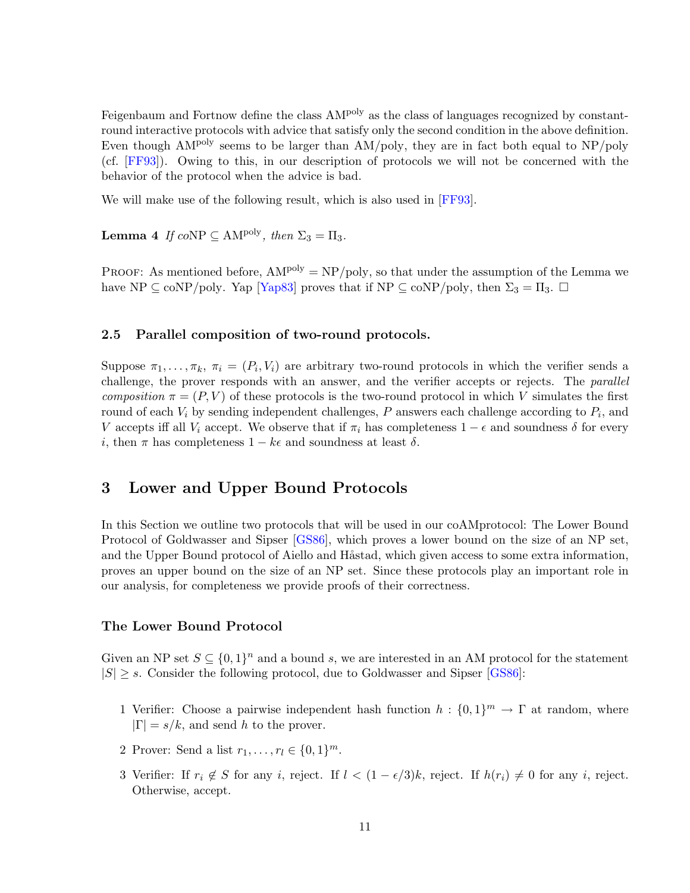Feigenbaum and Fortnow define the class $\mathrm{AM}^{\mathrm{poly}}$ as the class of languages recognized by constant-round interactive protocols with advice that satisfy only the second condition in the above definition. Even though $\mathrm{AM}^{\mathrm{poly}}$ seems to be larger than AM/poly, they are in fact both equal to NP/poly (cf. [FF93]). Owing to this, in our description of protocols we will not be concerned with the behavior of the protocol when the advice is bad.

We will make use of the following result, which is also used in [FF93].

**Lemma 4** *If co*NP $\subseteq \mathrm{AM}^{\mathrm{poly}}$*, then* $\Sigma_3 = \Pi_3$.

Proof: As mentioned before, $\mathrm{AM}^{\mathrm{poly}} = \mathrm{NP/poly}$, so that under the assumption of the Lemma we have NP $\subseteq$ coNP/poly. Yap [Yap83] proves that if NP $\subseteq$ coNP/poly, then $\Sigma_3 = \Pi_3$. □

### 2.5 Parallel composition of two-round protocols.

Suppose $\pi_1, \ldots, \pi_k$, $\pi_i = (P_i, V_i)$ are arbitrary two-round protocols in which the verifier sends a challenge, the prover responds with an answer, and the verifier accepts or rejects. The *parallel composition* $\pi = (P, V)$ of these protocols is the two-round protocol in which $V$ simulates the first round of each $V_i$ by sending independent challenges, $P$ answers each challenge according to $P_i$, and $V$ accepts iff all $V_i$ accept. We observe that if $\pi_i$ has completeness $1 - \epsilon$ and soundness $\delta$ for every $i$, then $\pi$ has completeness $1 - k\epsilon$ and soundness at least $\delta$.

## 3 Lower and Upper Bound Protocols

In this Section we outline two protocols that will be used in our coAMprotocol: The Lower Bound Protocol of Goldwasser and Sipser [GS86], which proves a lower bound on the size of an NP set, and the Upper Bound protocol of Aiello and Håstad, which given access to some extra information, proves an upper bound on the size of an NP set. Since these protocols play an important role in our analysis, for completeness we provide proofs of their correctness.

### The Lower Bound Protocol

Given an NP set $S \subseteq \{0,1\}^n$ and a bound $s$, we are interested in an AM protocol for the statement $|S| \geq s$. Consider the following protocol, due to Goldwasser and Sipser [GS86]:

1. Verifier: Choose a pairwise independent hash function $h : \{0,1\}^m \to \Gamma$ at random, where $|\Gamma| = s/k$, and send $h$ to the prover.
2. Prover: Send a list $r_1, \ldots, r_l \in \{0,1\}^m$.
3. Verifier: If $r_i \notin S$ for any $i$, reject. If $l < (1 - \epsilon/3)k$, reject. If $h(r_i) \neq 0$ for any $i$, reject. Otherwise, accept.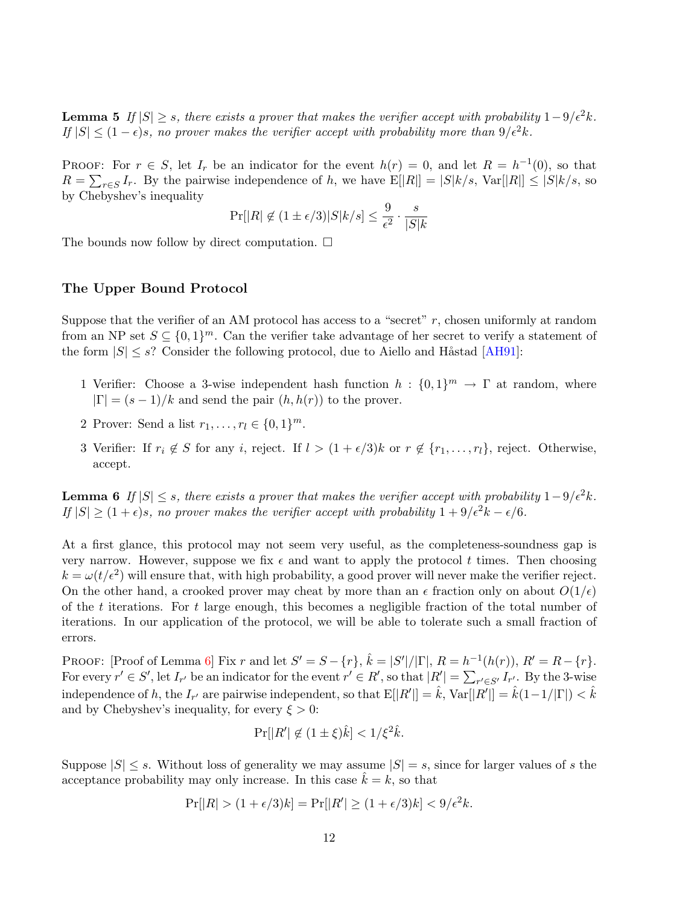**Lemma 5** *If $|S| \geq s$, there exists a prover that makes the verifier accept with probability $1 - 9/\epsilon^2 k$. If $|S| \leq (1-\epsilon)s$, no prover makes the verifier accept with probability more than $9/\epsilon^2 k$.*

Proof: For $r \in S$, let $I_r$ be an indicator for the event $h(r) = 0$, and let $R = h^{-1}(0)$, so that $R = \sum_{r \in S} I_r$. By the pairwise independence of $h$, we have $\mathrm{E}[|R|] = |S|k/s$, $\mathrm{Var}[|R|] \leq |S|k/s$, so by Chebyshev's inequality

$$\Pr[|R| \notin (1 \pm \epsilon/3)|S|k/s] \leq \frac{9}{\epsilon^2} \cdot \frac{s}{|S|k}$$

The bounds now follow by direct computation. □

### The Upper Bound Protocol

Suppose that the verifier of an AM protocol has access to a "secret" $r$, chosen uniformly at random from an NP set $S \subseteq \{0,1\}^m$. Can the verifier take advantage of her secret to verify a statement of the form $|S| \leq s$? Consider the following protocol, due to Aiello and Håstad [AH91]:

1. Verifier: Choose a 3-wise independent hash function $h : \{0,1\}^m \to \Gamma$ at random, where $|\Gamma| = (s-1)/k$ and send the pair $(h, h(r))$ to the prover.
2. Prover: Send a list $r_1, \ldots, r_l \in \{0,1\}^m$.
3. Verifier: If $r_i \notin S$ for any $i$, reject. If $l > (1+\epsilon/3)k$ or $r \notin \{r_1, \ldots, r_l\}$, reject. Otherwise, accept.

**Lemma 6** *If $|S| \leq s$, there exists a prover that makes the verifier accept with probability $1 - 9/\epsilon^2 k$. If $|S| \geq (1+\epsilon)s$, no prover makes the verifier accept with probability $1 + 9/\epsilon^2 k - \epsilon/6$.*

At a first glance, this protocol may not seem very useful, as the completeness-soundness gap is very narrow. However, suppose we fix $\epsilon$ and want to apply the protocol $t$ times. Then choosing $k = \omega(t/\epsilon^2)$ will ensure that, with high probability, a good prover will never make the verifier reject. On the other hand, a crooked prover may cheat by more than an $\epsilon$ fraction only on about $O(1/\epsilon)$ of the $t$ iterations. For $t$ large enough, this becomes a negligible fraction of the total number of iterations. In our application of the protocol, we will be able to tolerate such a small fraction of errors.

Proof: [Proof of Lemma 6] Fix $r$ and let $S' = S - \{r\}$, $\hat{k} = |S'|/|\Gamma|$, $R = h^{-1}(h(r))$, $R' = R - \{r\}$. For every $r' \in S'$, let $I_{r'}$ be an indicator for the event $r' \in R'$, so that $|R'| = \sum_{r' \in S'} I_{r'}$. By the 3-wise independence of $h$, the $I_{r'}$ are pairwise independent, so that $\mathrm{E}[|R'|] = \hat{k}$, $\mathrm{Var}[|R'|] = \hat{k}(1 - 1/|\Gamma|) < \hat{k}$ and by Chebyshev's inequality, for every $\xi > 0$:

$$\Pr[|R'| \notin (1 \pm \xi)\hat{k}] < 1/\xi^2 \hat{k}.$$

Suppose $|S| \leq s$. Without loss of generality we may assume $|S| = s$, since for larger values of $s$ the acceptance probability may only increase. In this case $\hat{k} = k$, so that

$$\Pr[|R| > (1+\epsilon/3)k] = \Pr[|R'| \geq (1+\epsilon/3)k] < 9/\epsilon^2 k.$$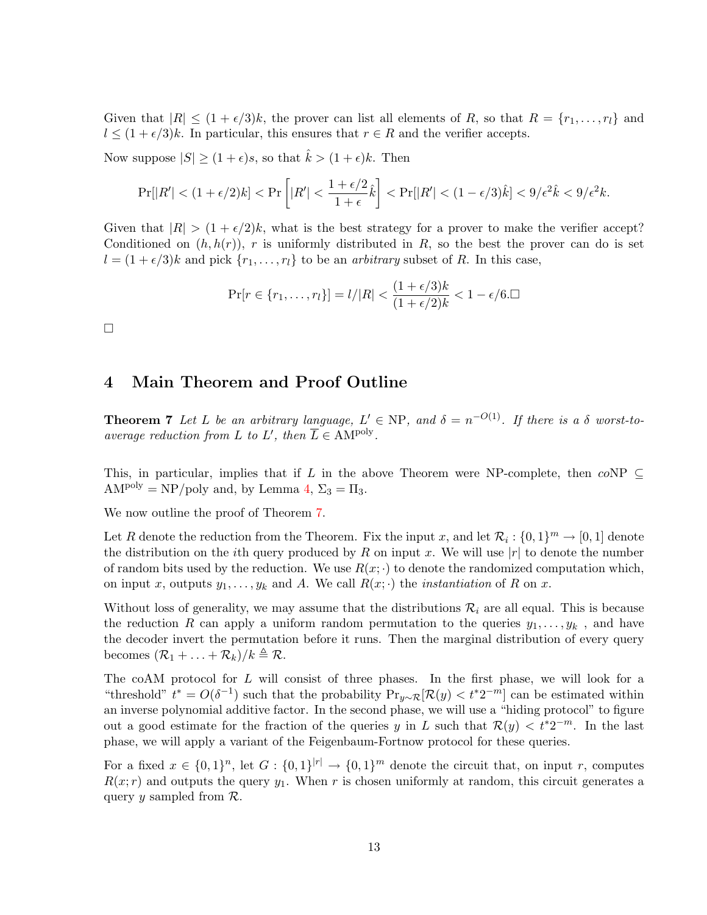Given that $|R| \le (1+\epsilon/3)k$, the prover can list all elements of $R$, so that $R = \{r_1, \ldots, r_l\}$ and $l \le (1+\epsilon/3)k$. In particular, this ensures that $r \in R$ and the verifier accepts.

Now suppose $|S| \ge (1+\epsilon)s$, so that $\hat{k} > (1+\epsilon)k$. Then

$$\Pr[|R'| < (1+\epsilon/2)k] < \Pr\left[|R'| < \frac{1+\epsilon/2}{1+\epsilon}\hat{k}\right] < \Pr[|R'| < (1-\epsilon/3)\hat{k}] < 9/\epsilon^2\hat{k} < 9/\epsilon^2 k.$$

Given that $|R| > (1+\epsilon/2)k$, what is the best strategy for a prover to make the verifier accept? Conditioned on $(h, h(r))$, $r$ is uniformly distributed in $R$, so the best the prover can do is set $l = (1+\epsilon/3)k$ and pick $\{r_1, \ldots, r_l\}$ to be an *arbitrary* subset of $R$. In this case,

$$\Pr[r \in \{r_1, \ldots, r_l\}] = l/|R| < \frac{(1+\epsilon/3)k}{(1+\epsilon/2)k} < 1 - \epsilon/6. \square$$

□

## 4 Main Theorem and Proof Outline

**Theorem 7** *Let $L$ be an arbitrary language, $L' \in$ NP, and $\delta = n^{-O(1)}$. If there is a $\delta$ worst-to-average reduction from $L$ to $L'$, then $\overline{L} \in \mathrm{AM}^{\mathrm{poly}}$.*

This, in particular, implies that if $L$ in the above Theorem were NP-complete, then $co$NP $\subseteq \mathrm{AM}^{\mathrm{poly}} = \mathrm{NP/poly}$ and, by Lemma 4, $\Sigma_3 = \Pi_3$.

We now outline the proof of Theorem 7.

Let $R$ denote the reduction from the Theorem. Fix the input $x$, and let $\mathcal{R}_i : \{0,1\}^m \to [0,1]$ denote the distribution on the $i$th query produced by $R$ on input $x$. We will use $|r|$ to denote the number of random bits used by the reduction. We use $R(x;\cdot)$ to denote the randomized computation which, on input $x$, outputs $y_1, \ldots, y_k$ and $A$. We call $R(x;\cdot)$ the *instantiation* of $R$ on $x$.

Without loss of generality, we may assume that the distributions $\mathcal{R}_i$ are all equal. This is because the reduction $R$ can apply a uniform random permutation to the queries $y_1, \ldots, y_k$ , and have the decoder invert the permutation before it runs. Then the marginal distribution of every query becomes $(\mathcal{R}_1 + \ldots + \mathcal{R}_k)/k \triangleq \mathcal{R}$.

The coAM protocol for $L$ will consist of three phases. In the first phase, we will look for a "threshold" $t^* = O(\delta^{-1})$ such that the probability $\Pr_{y \sim \mathcal{R}}[\mathcal{R}(y) < t^* 2^{-m}]$ can be estimated within an inverse polynomial additive factor. In the second phase, we will use a "hiding protocol" to figure out a good estimate for the fraction of the queries $y$ in $L$ such that $\mathcal{R}(y) < t^* 2^{-m}$. In the last phase, we will apply a variant of the Feigenbaum-Fortnow protocol for these queries.

For a fixed $x \in \{0,1\}^n$, let $G : \{0,1\}^{|r|} \to \{0,1\}^m$ denote the circuit that, on input $r$, computes $R(x;r)$ and outputs the query $y_1$. When $r$ is chosen uniformly at random, this circuit generates a query $y$ sampled from $\mathcal{R}$.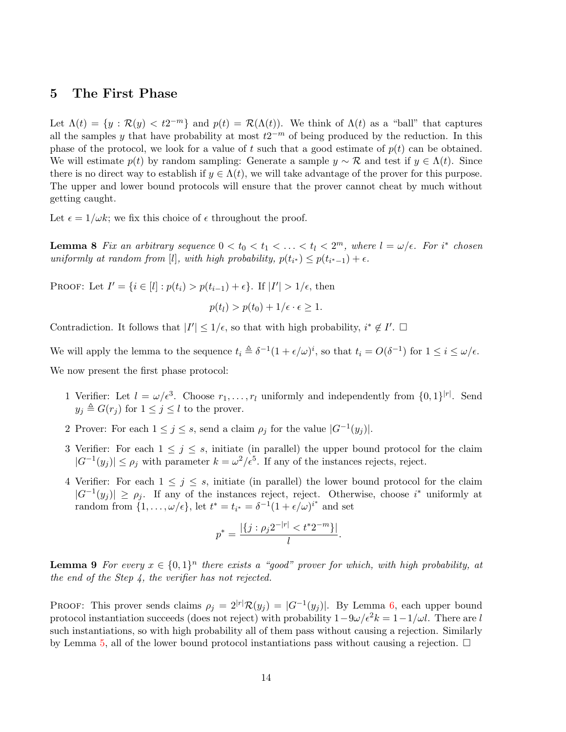# 5 The First Phase

Let $\Lambda(t) = \{y : \mathcal{R}(y) < t2^{-m}\}$ and $p(t) = \mathcal{R}(\Lambda(t))$. We think of $\Lambda(t)$ as a "ball" that captures all the samples $y$ that have probability at most $t2^{-m}$ of being produced by the reduction. In this phase of the protocol, we look for a value of $t$ such that a good estimate of $p(t)$ can be obtained. We will estimate $p(t)$ by random sampling: Generate a sample $y \sim \mathcal{R}$ and test if $y \in \Lambda(t)$. Since there is no direct way to establish if $y \in \Lambda(t)$, we will take advantage of the prover for this purpose. The upper and lower bound protocols will ensure that the prover cannot cheat by much without getting caught.

Let $\epsilon = 1/\omega k$; we fix this choice of $\epsilon$ throughout the proof.

**Lemma 8** *Fix an arbitrary sequence $0 < t_0 < t_1 < \ldots < t_l < 2^m$, where $l = \omega/\epsilon$. For $i^*$ chosen uniformly at random from $[l]$, with high probability, $p(t_{i^*}) \leq p(t_{i^*-1}) + \epsilon$.*

Proof: Let $I' = \{i \in [l] : p(t_i) > p(t_{i-1}) + \epsilon\}$. If $|I'| > 1/\epsilon$, then

$$p(t_l) > p(t_0) + 1/\epsilon \cdot \epsilon \geq 1.$$

Contradiction. It follows that $|I'| \leq 1/\epsilon$, so that with high probability, $i^* \notin I'$. □

We will apply the lemma to the sequence $t_i \triangleq \delta^{-1}(1 + \epsilon/\omega)^i$, so that $t_i = O(\delta^{-1})$ for $1 \leq i \leq \omega/\epsilon$.

We now present the first phase protocol:

1 Verifier: Let $l = \omega/\epsilon^3$. Choose $r_1, \ldots, r_l$ uniformly and independently from $\{0,1\}^{|r|}$. Send $y_j \triangleq G(r_j)$ for $1 \leq j \leq l$ to the prover.

2 Prover: For each $1 \leq j \leq s$, send a claim $\rho_j$ for the value $|G^{-1}(y_j)|$.

3 Verifier: For each $1 \leq j \leq s$, initiate (in parallel) the upper bound protocol for the claim $|G^{-1}(y_j)| \leq \rho_j$ with parameter $k = \omega^2/\epsilon^5$. If any of the instances rejects, reject.

4 Verifier: For each $1 \leq j \leq s$, initiate (in parallel) the lower bound protocol for the claim $|G^{-1}(y_j)| \geq \rho_j$. If any of the instances reject, reject. Otherwise, choose $i^*$ uniformly at random from $\{1, \ldots, \omega/\epsilon\}$, let $t^* = t_{i^*} = \delta^{-1}(1 + \epsilon/\omega)^{i^*}$ and set

$$p^* = \frac{|\{j : \rho_j 2^{-|r|} < t^* 2^{-m}\}|}{l}.$$

**Lemma 9** *For every $x \in \{0,1\}^n$ there exists a "good" prover for which, with high probability, at the end of the Step 4, the verifier has not rejected.*

Proof: This prover sends claims $\rho_j = 2^{|r|}\mathcal{R}(y_j) = |G^{-1}(y_j)|$. By Lemma 6, each upper bound protocol instantiation succeeds (does not reject) with probability $1 - 9\omega/\epsilon^2 k = 1 - 1/\omega l$. There are $l$ such instantiations, so with high probability all of them pass without causing a rejection. Similarly by Lemma 5, all of the lower bound protocol instantiations pass without causing a rejection. □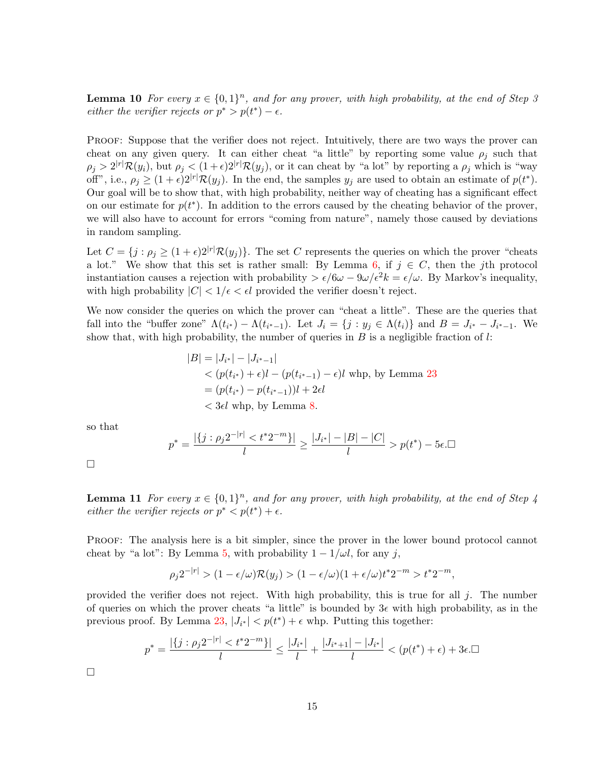**Lemma 10** *For every $x \in \{0,1\}^n$, and for any prover, with high probability, at the end of Step 3 either the verifier rejects or $p^* > p(t^*) - \epsilon$.*

Proof: Suppose that the verifier does not reject. Intuitively, there are two ways the prover can cheat on any given query. It can either cheat "a little" by reporting some value $\rho_j$ such that $\rho_j > 2^{|r|}\mathcal{R}(y_i)$, but $\rho_j < (1+\epsilon)2^{|r|}\mathcal{R}(y_j)$, or it can cheat by "a lot" by reporting a $\rho_j$ which is "way off", i.e., $\rho_j \geq (1+\epsilon)2^{|r|}\mathcal{R}(y_j)$. In the end, the samples $y_j$ are used to obtain an estimate of $p(t^*)$. Our goal will be to show that, with high probability, neither way of cheating has a significant effect on our estimate for $p(t^*)$. In addition to the errors caused by the cheating behavior of the prover, we will also have to account for errors "coming from nature", namely those caused by deviations in random sampling.

Let $C = \{j : \rho_j \geq (1+\epsilon)2^{|r|}\mathcal{R}(y_j)\}$. The set $C$ represents the queries on which the prover "cheats a lot." We show that this set is rather small: By Lemma 6, if $j \in C$, then the $j$th protocol instantiation causes a rejection with probability $> \epsilon/6\omega - 9\omega/\epsilon^2 k = \epsilon/\omega$. By Markov's inequality, with high probability $|C| < 1/\epsilon < \epsilon l$ provided the verifier doesn't reject.

We now consider the queries on which the prover can "cheat a little". These are the queries that fall into the "buffer zone" $\Lambda(t_{i^*}) - \Lambda(t_{i^*-1})$. Let $J_i = \{j : y_j \in \Lambda(t_i)\}$ and $B = J_{i^*} - J_{i^*-1}$. We show that, with high probability, the number of queries in $B$ is a negligible fraction of $l$:

$$
\begin{aligned}
|B| &= |J_{i^*}| - |J_{i^*-1}| \\
&< (p(t_{i^*}) + \epsilon)l - (p(t_{i^*-1}) - \epsilon)l \text{ whp, by Lemma 23} \\
&= (p(t_{i^*}) - p(t_{i^*-1}))l + 2\epsilon l \\
&< 3\epsilon l \text{ whp, by Lemma 8.}
\end{aligned}
$$

so that

$$
p^* = \frac{|\{j : \rho_j 2^{-|r|} < t^* 2^{-m}\}|}{l} \geq \frac{|J_{i^*}| - |B| - |C|}{l} > p(t^*) - 5\epsilon. \Box
$$

$\Box$

**Lemma 11** *For every $x \in \{0,1\}^n$, and for any prover, with high probability, at the end of Step 4 either the verifier rejects or $p^* < p(t^*) + \epsilon$.*

Proof: The analysis here is a bit simpler, since the prover in the lower bound protocol cannot cheat by "a lot": By Lemma 5, with probability $1 - 1/\omega l$, for any $j$,

$$
\rho_j 2^{-|r|} > (1 - \epsilon/\omega)\mathcal{R}(y_j) > (1 - \epsilon/\omega)(1 + \epsilon/\omega)t^* 2^{-m} > t^* 2^{-m},
$$

provided the verifier does not reject. With high probability, this is true for all $j$. The number of queries on which the prover cheats "a little" is bounded by $3\epsilon$ with high probability, as in the previous proof. By Lemma 23, $|J_{i^*}| < p(t^*) + \epsilon$ whp. Putting this together:

$$
p^* = \frac{|\{j : \rho_j 2^{-|r|} < t^* 2^{-m}\}|}{l} \leq \frac{|J_{i^*}|}{l} + \frac{|J_{i^*+1}| - |J_{i^*}|}{l} < (p(t^*) + \epsilon) + 3\epsilon. \Box
$$

$\Box$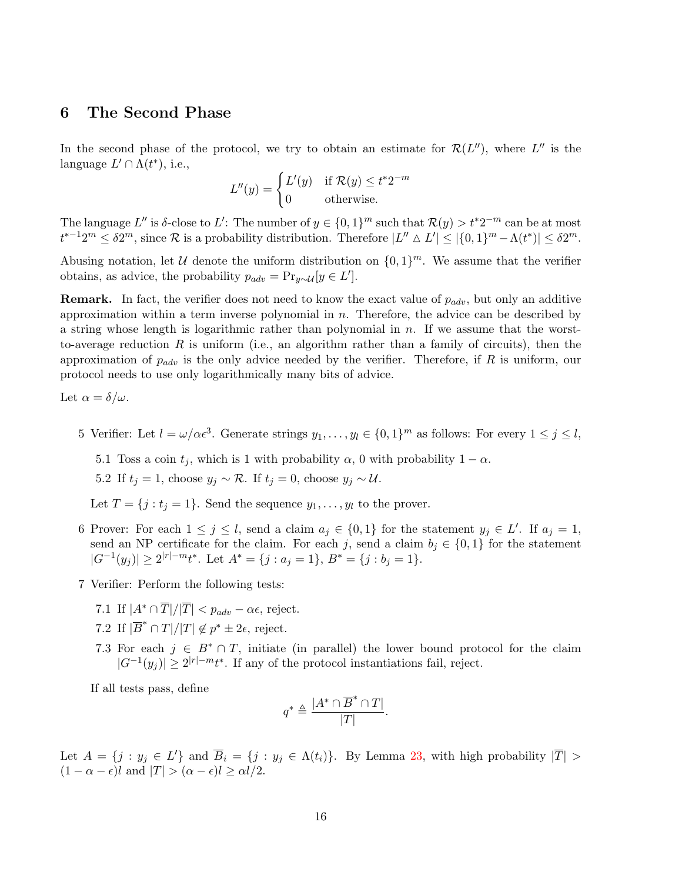## 6 The Second Phase

In the second phase of the protocol, we try to obtain an estimate for $\mathcal{R}(L'')$, where $L''$ is the language $L' \cap \Lambda(t^*)$, i.e.,

$$L''(y) = \begin{cases} L'(y) & \text{if } \mathcal{R}(y) \leq t^* 2^{-m} \\ 0 & \text{otherwise.} \end{cases}$$

The language $L''$ is $\delta$-close to $L'$: The number of $y \in \{0,1\}^m$ such that $\mathcal{R}(y) > t^* 2^{-m}$ can be at most $t^{*-1} 2^m \leq \delta 2^m$, since $\mathcal{R}$ is a probability distribution. Therefore $|L'' \triangle L'| \leq |\{0,1\}^m - \Lambda(t^*)| \leq \delta 2^m$.

Abusing notation, let $\mathcal{U}$ denote the uniform distribution on $\{0,1\}^m$. We assume that the verifier obtains, as advice, the probability $p_{adv} = \Pr_{y \sim \mathcal{U}}[y \in L']$.

**Remark.** In fact, the verifier does not need to know the exact value of $p_{adv}$, but only an additive approximation within a term inverse polynomial in $n$. Therefore, the advice can be described by a string whose length is logarithmic rather than polynomial in $n$. If we assume that the worst-to-average reduction $R$ is uniform (i.e., an algorithm rather than a family of circuits), then the approximation of $p_{adv}$ is the only advice needed by the verifier. Therefore, if $R$ is uniform, our protocol needs to use only logarithmically many bits of advice.

Let $\alpha = \delta/\omega$.

5 Verifier: Let $l = \omega/\alpha\epsilon^3$. Generate strings $y_1, \ldots, y_l \in \{0,1\}^m$ as follows: For every $1 \leq j \leq l$,

  5.1 Toss a coin $t_j$, which is 1 with probability $\alpha$, 0 with probability $1 - \alpha$.

  5.2 If $t_j = 1$, choose $y_j \sim \mathcal{R}$. If $t_j = 0$, choose $y_j \sim \mathcal{U}$.

  Let $T = \{j : t_j = 1\}$. Send the sequence $y_1, \ldots, y_l$ to the prover.

6 Prover: For each $1 \leq j \leq l$, send a claim $a_j \in \{0,1\}$ for the statement $y_j \in L'$. If $a_j = 1$, send an NP certificate for the claim. For each $j$, send a claim $b_j \in \{0,1\}$ for the statement $|G^{-1}(y_j)| \geq 2^{|r|-m} t^*$. Let $A^* = \{j : a_j = 1\}$, $B^* = \{j : b_j = 1\}$.

7 Verifier: Perform the following tests:

  7.1 If $|A^* \cap \overline{T}|/|\overline{T}| < p_{adv} - \alpha\epsilon$, reject.

  7.2 If $|\overline{B}^* \cap T|/|T| \notin p^* \pm 2\epsilon$, reject.

  7.3 For each $j \in B^* \cap T$, initiate (in parallel) the lower bound protocol for the claim $|G^{-1}(y_j)| \geq 2^{|r|-m} t^*$. If any of the protocol instantiations fail, reject.

  If all tests pass, define

$$q^* \triangleq \frac{|A^* \cap \overline{B}^* \cap T|}{|T|}.$$

Let $A = \{j : y_j \in L'\}$ and $\overline{B}_i = \{j : y_j \in \Lambda(t_i)\}$. By Lemma 23, with high probability $|\overline{T}| > (1 - \alpha - \epsilon)l$ and $|T| > (\alpha - \epsilon)l \geq \alpha l/2$.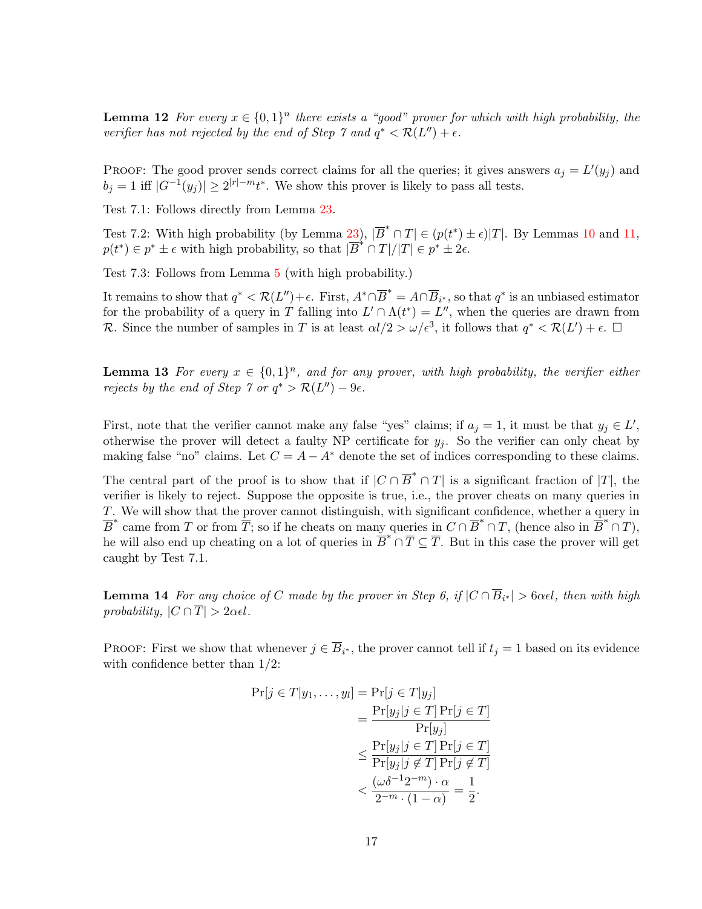**Lemma 12** *For every $x \in \{0,1\}^n$ there exists a "good" prover for which with high probability, the verifier has not rejected by the end of Step 7 and $q^* < \mathcal{R}(L'') + \epsilon$.*

Proof: The good prover sends correct claims for all the queries; it gives answers $a_j = L'(y_j)$ and $b_j = 1$ iff $|G^{-1}(y_j)| \geq 2^{|r|-m}t^*$. We show this prover is likely to pass all tests.

Test 7.1: Follows directly from Lemma 23.

Test 7.2: With high probability (by Lemma 23), $|\overline{B}^* \cap T| \in (p(t^*) \pm \epsilon)|T|$. By Lemmas 10 and 11, $p(t^*) \in p^* \pm \epsilon$ with high probability, so that $|\overline{B}^* \cap T|/|T| \in p^* \pm 2\epsilon$.

Test 7.3: Follows from Lemma 5 (with high probability.)

It remains to show that $q^* < \mathcal{R}(L'') + \epsilon$. First, $A^* \cap \overline{B}^* = A \cap \overline{B}_{i^*}$, so that $q^*$ is an unbiased estimator for the probability of a query in $T$ falling into $L' \cap \Lambda(t^*) = L''$, when the queries are drawn from $\mathcal{R}$. Since the number of samples in $T$ is at least $\alpha l/2 > \omega/\epsilon^3$, it follows that $q^* < \mathcal{R}(L') + \epsilon$. □

**Lemma 13** *For every $x \in \{0,1\}^n$, and for any prover, with high probability, the verifier either rejects by the end of Step 7 or $q^* > \mathcal{R}(L'') - 9\epsilon$.*

First, note that the verifier cannot make any false "yes" claims; if $a_j = 1$, it must be that $y_j \in L'$, otherwise the prover will detect a faulty NP certificate for $y_j$. So the verifier can only cheat by making false "no" claims. Let $C = A - A^*$ denote the set of indices corresponding to these claims.

The central part of the proof is to show that if $|C \cap \overline{B}^* \cap T|$ is a significant fraction of $|T|$, the verifier is likely to reject. Suppose the opposite is true, i.e., the prover cheats on many queries in $T$. We will show that the prover cannot distinguish, with significant confidence, whether a query in $\overline{B}^*$ came from $T$ or from $\overline{T}$; so if he cheats on many queries in $C \cap \overline{B}^* \cap T$, (hence also in $\overline{B}^* \cap T$), he will also end up cheating on a lot of queries in $\overline{B}^* \cap \overline{T} \subseteq \overline{T}$. But in this case the prover will get caught by Test 7.1.

**Lemma 14** *For any choice of $C$ made by the prover in Step 6, if $|C \cap \overline{B}_{i^*}| > 6\alpha\epsilon l$, then with high probability, $|C \cap \overline{T}| > 2\alpha\epsilon l$.*

Proof: First we show that whenever $j \in \overline{B}_{i^*}$, the prover cannot tell if $t_j = 1$ based on its evidence with confidence better than $1/2$:

$$
\begin{aligned}
\Pr[j \in T | y_1, \ldots, y_l] &= \Pr[j \in T | y_j] \\
&= \frac{\Pr[y_j | j \in T] \Pr[j \in T]}{\Pr[y_j]} \\
&\leq \frac{\Pr[y_j | j \in T] \Pr[j \in T]}{\Pr[y_j | j \notin T] \Pr[j \notin T]} \\
&< \frac{(\omega\delta^{-1}2^{-m}) \cdot \alpha}{2^{-m} \cdot (1-\alpha)} = \frac{1}{2}.
\end{aligned}
$$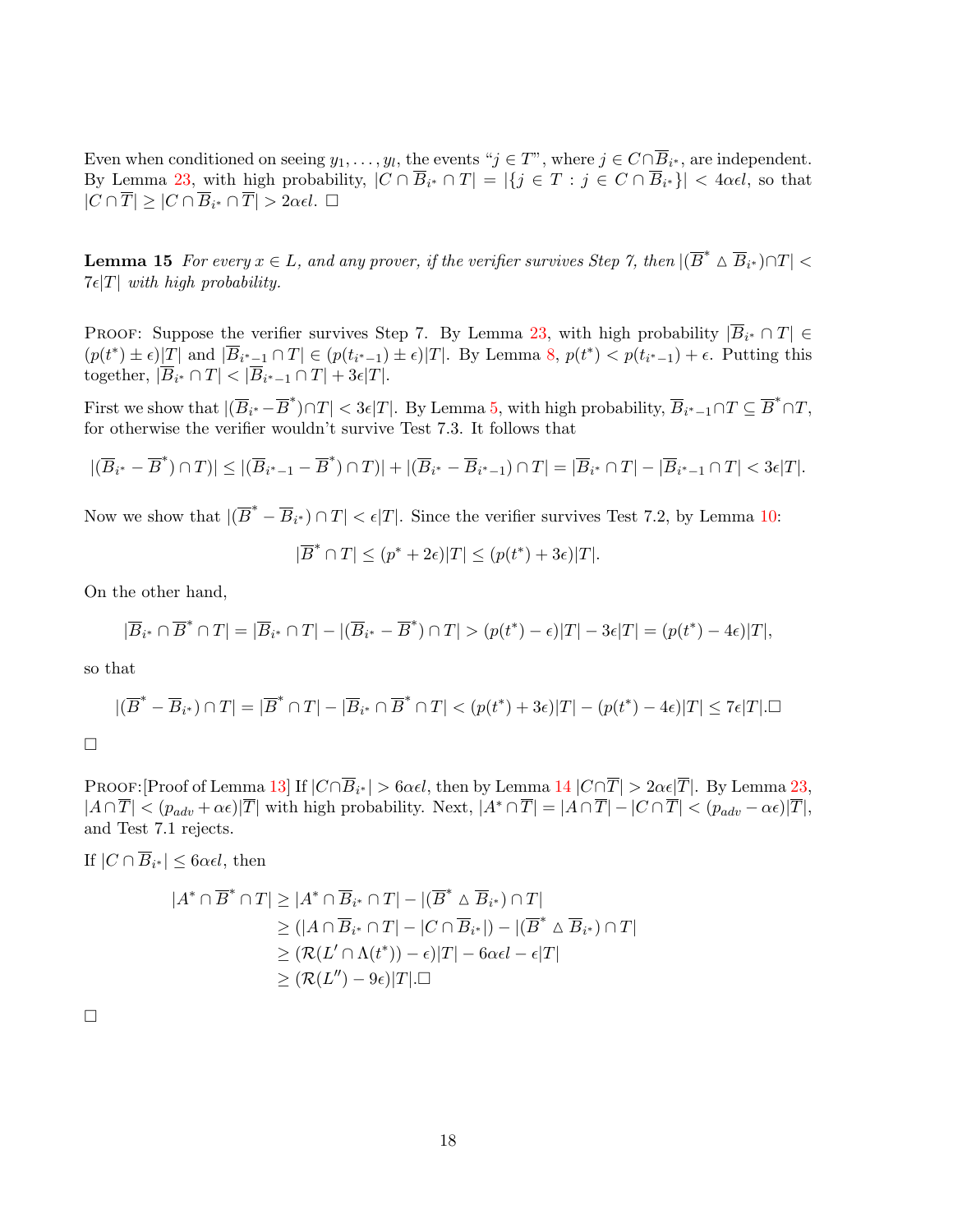Even when conditioned on seeing $y_1, \ldots, y_l$, the events "$j \in T$", where $j \in C \cap \overline{B}_{i^*}$, are independent. By Lemma 23, with high probability, $|C \cap \overline{B}_{i^*} \cap T| = |\{j \in T : j \in C \cap \overline{B}_{i^*}\}| < 4\alpha\epsilon l$, so that $|C \cap \overline{T}| \geq |C \cap \overline{B}_{i^*} \cap \overline{T}| > 2\alpha\epsilon l$. □

**Lemma 15** *For every $x \in L$, and any prover, if the verifier survives Step 7, then $|(\overline{B}^* \triangle \overline{B}_{i^*}) \cap T| < 7\epsilon|T|$ with high probability.*

Proof: Suppose the verifier survives Step 7. By Lemma 23, with high probability $|\overline{B}_{i^*} \cap T| \in (p(t^*) \pm \epsilon)|T|$ and $|\overline{B}_{i^*-1} \cap T| \in (p(t_{i^*-1}) \pm \epsilon)|T|$. By Lemma 8, $p(t^*) < p(t_{i^*-1}) + \epsilon$. Putting this together, $|\overline{B}_{i^*} \cap T| < |\overline{B}_{i^*-1} \cap T| + 3\epsilon|T|$.

First we show that $|(\overline{B}_{i^*} - \overline{B}^*) \cap T| < 3\epsilon|T|$. By Lemma 5, with high probability, $\overline{B}_{i^*-1} \cap T \subseteq \overline{B}^* \cap T$, for otherwise the verifier wouldn't survive Test 7.3. It follows that

$$|(\overline{B}_{i^*} - \overline{B}^*) \cap T)| \leq |(\overline{B}_{i^*-1} - \overline{B}^*) \cap T)| + |(\overline{B}_{i^*} - \overline{B}_{i^*-1}) \cap T| = |\overline{B}_{i^*} \cap T| - |\overline{B}_{i^*-1} \cap T| < 3\epsilon|T|.$$

Now we show that $|(\overline{B}^* - \overline{B}_{i^*}) \cap T| < \epsilon|T|$. Since the verifier survives Test 7.2, by Lemma 10:

$$|\overline{B}^* \cap T| \leq (p^* + 2\epsilon)|T| \leq (p(t^*) + 3\epsilon)|T|.$$

On the other hand,

$$|\overline{B}_{i^*} \cap \overline{B}^* \cap T| = |\overline{B}_{i^*} \cap T| - |(\overline{B}_{i^*} - \overline{B}^*) \cap T| > (p(t^*) - \epsilon)|T| - 3\epsilon|T| = (p(t^*) - 4\epsilon)|T|,$$

so that

$$|(\overline{B}^* - \overline{B}_{i^*}) \cap T| = |\overline{B}^* \cap T| - |\overline{B}_{i^*} \cap \overline{B}^* \cap T| < (p(t^*) + 3\epsilon)|T| - (p(t^*) - 4\epsilon)|T| \leq 7\epsilon|T|. \square$$

□

Proof:[Proof of Lemma 13] If $|C \cap \overline{B}_{i^*}| > 6\alpha\epsilon l$, then by Lemma 14 $|C \cap \overline{T}| > 2\alpha\epsilon|\overline{T}|$. By Lemma 23, $|A \cap \overline{T}| < (p_{adv} + \alpha\epsilon)|\overline{T}|$ with high probability. Next, $|A^* \cap \overline{T}| = |A \cap \overline{T}| - |C \cap \overline{T}| < (p_{adv} - \alpha\epsilon)|\overline{T}|$, and Test 7.1 rejects.

If $|C \cap \overline{B}_{i^*}| \leq 6\alpha\epsilon l$, then

$$\begin{aligned}
|A^* \cap \overline{B}^* \cap T| &\geq |A^* \cap \overline{B}_{i^*} \cap T| - |(\overline{B}^* \triangle \overline{B}_{i^*}) \cap T| \\
&\geq (|A \cap \overline{B}_{i^*} \cap T| - |C \cap \overline{B}_{i^*}|) - |(\overline{B}^* \triangle \overline{B}_{i^*}) \cap T| \\
&\geq (\mathcal{R}(L' \cap \Lambda(t^*)) - \epsilon)|T| - 6\alpha\epsilon l - \epsilon|T| \\
&\geq (\mathcal{R}(L'') - 9\epsilon)|T|. \square
\end{aligned}$$

□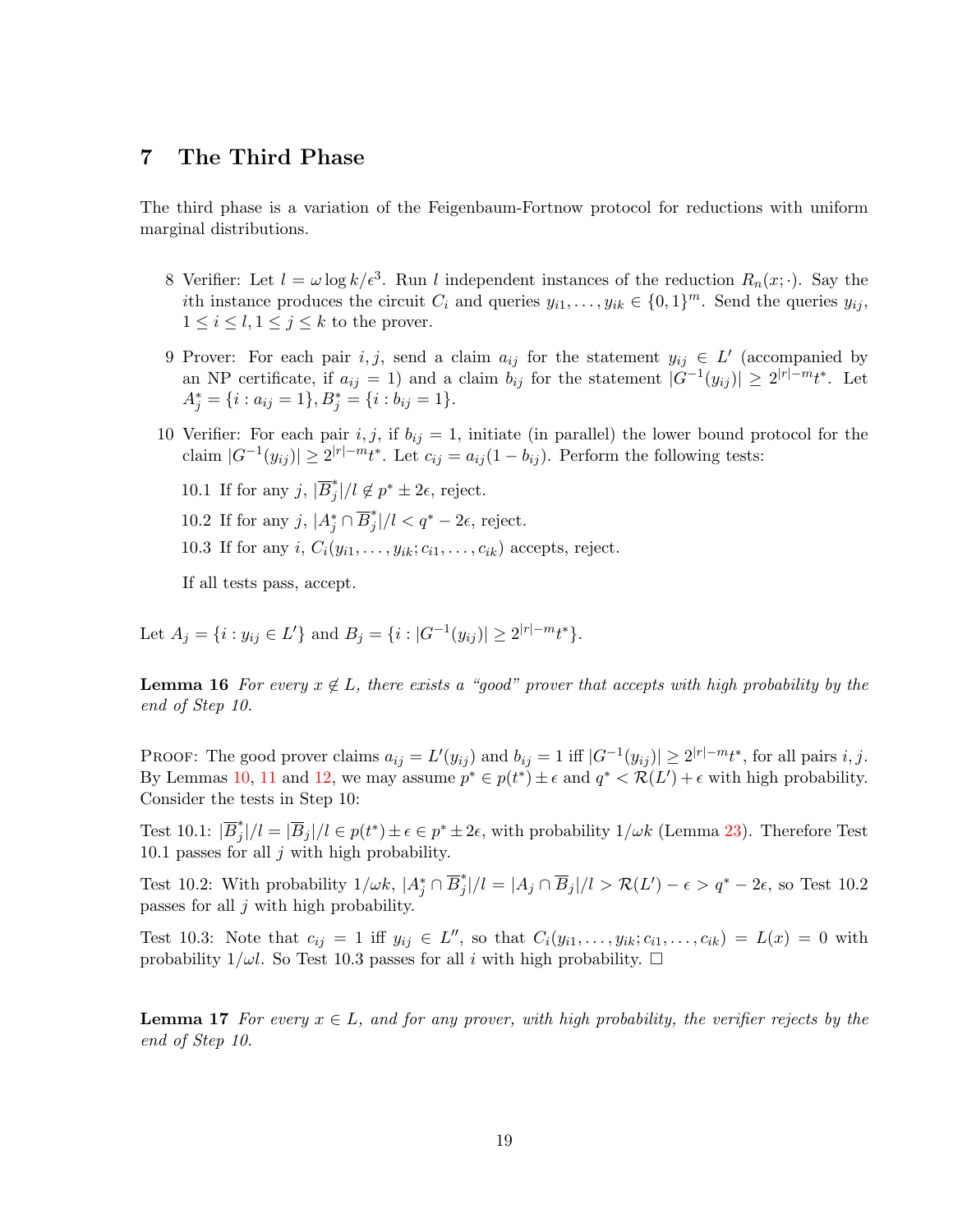## 7 The Third Phase

The third phase is a variation of the Feigenbaum-Fortnow protocol for reductions with uniform marginal distributions.

8. Verifier: Let $l = \omega \log k/\epsilon^3$. Run $l$ independent instances of the reduction $R_n(x; \cdot)$. Say the $i$th instance produces the circuit $C_i$ and queries $y_{i1}, \ldots, y_{ik} \in \{0,1\}^m$. Send the queries $y_{ij}$, $1 \le i \le l, 1 \le j \le k$ to the prover.

9. Prover: For each pair $i, j$, send a claim $a_{ij}$ for the statement $y_{ij} \in L'$ (accompanied by an NP certificate, if $a_{ij} = 1$) and a claim $b_{ij}$ for the statement $|G^{-1}(y_{ij})| \ge 2^{|r|-m}t^*$. Let $A^*_j = \{i : a_{ij} = 1\}, B^*_j = \{i : b_{ij} = 1\}$.

10. Verifier: For each pair $i, j$, if $b_{ij} = 1$, initiate (in parallel) the lower bound protocol for the claim $|G^{-1}(y_{ij})| \ge 2^{|r|-m}t^*$. Let $c_{ij} = a_{ij}(1 - b_{ij})$. Perform the following tests:

    10.1 If for any $j$, $|\overline{B}^*_j|/l \notin p^* \pm 2\epsilon$, reject.

    10.2 If for any $j$, $|A^*_j \cap \overline{B}^*_j|/l < q^* - 2\epsilon$, reject.

    10.3 If for any $i$, $C_i(y_{i1}, \ldots, y_{ik}; c_{i1}, \ldots, c_{ik})$ accepts, reject.

    If all tests pass, accept.

Let $A_j = \{i : y_{ij} \in L'\}$ and $B_j = \{i : |G^{-1}(y_{ij})| \ge 2^{|r|-m}t^*\}$.

**Lemma 16** *For every $x \notin L$, there exists a "good" prover that accepts with high probability by the end of Step 10.*

Proof: The good prover claims $a_{ij} = L'(y_{ij})$ and $b_{ij} = 1$ iff $|G^{-1}(y_{ij})| \ge 2^{|r|-m}t^*$, for all pairs $i, j$. By Lemmas 10, 11 and 12, we may assume $p^* \in p(t^*) \pm \epsilon$ and $q^* < \mathcal{R}(L') + \epsilon$ with high probability. Consider the tests in Step 10:

Test 10.1: $|\overline{B}^*_j|/l = |\overline{B}_j|/l \in p(t^*) \pm \epsilon \in p^* \pm 2\epsilon$, with probability $1/\omega k$ (Lemma 23). Therefore Test 10.1 passes for all $j$ with high probability.

Test 10.2: With probability $1/\omega k$, $|A^*_j \cap \overline{B}^*_j|/l = |A_j \cap \overline{B}_j|/l > \mathcal{R}(L') - \epsilon > q^* - 2\epsilon$, so Test 10.2 passes for all $j$ with high probability.

Test 10.3: Note that $c_{ij} = 1$ iff $y_{ij} \in L''$, so that $C_i(y_{i1}, \ldots, y_{ik}; c_{i1}, \ldots, c_{ik}) = L(x) = 0$ with probability $1/\omega l$. So Test 10.3 passes for all $i$ with high probability. □

**Lemma 17** *For every $x \in L$, and for any prover, with high probability, the verifier rejects by the end of Step 10.*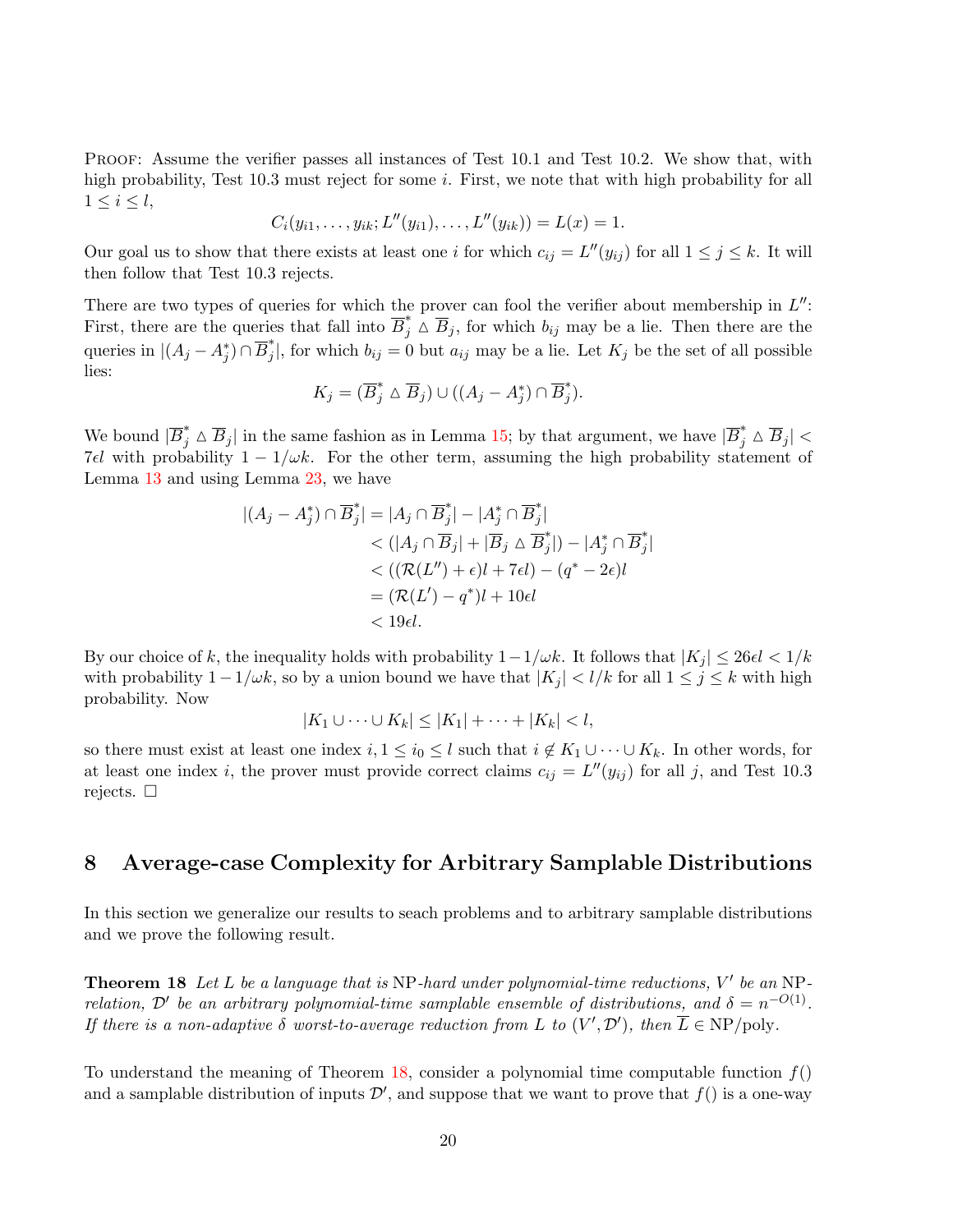Proof: Assume the verifier passes all instances of Test 10.1 and Test 10.2. We show that, with high probability, Test 10.3 must reject for some $i$. First, we note that with high probability for all $1 \leq i \leq l$,

$$C_i(y_{i1}, \ldots, y_{ik}; L''(y_{i1}), \ldots, L''(y_{ik})) = L(x) = 1.$$

Our goal us to show that there exists at least one $i$ for which $c_{ij} = L''(y_{ij})$ for all $1 \leq j \leq k$. It will then follow that Test 10.3 rejects.

There are two types of queries for which the prover can fool the verifier about membership in $L''$: First, there are the queries that fall into $\overline{B}_j^* \vartriangle \overline{B}_j$, for which $b_{ij}$ may be a lie. Then there are the queries in $|(A_j - A_j^*) \cap \overline{B}_j^*|$, for which $b_{ij} = 0$ but $a_{ij}$ may be a lie. Let $K_j$ be the set of all possible lies:

$$K_j = (\overline{B}_j^* \vartriangle \overline{B}_j) \cup ((A_j - A_j^*) \cap \overline{B}_j^*).$$

We bound $|\overline{B}_j^* \vartriangle \overline{B}_j|$ in the same fashion as in Lemma 15; by that argument, we have $|\overline{B}_j^* \vartriangle \overline{B}_j| < 7\epsilon l$ with probability $1 - 1/\omega k$. For the other term, assuming the high probability statement of Lemma 13 and using Lemma 23, we have

$$\begin{aligned}
|(A_j - A_j^*) \cap \overline{B}_j^*| &= |A_j \cap \overline{B}_j^*| - |A_j^* \cap \overline{B}_j^*| \\
&< (|A_j \cap \overline{B}_j| + |\overline{B}_j \vartriangle \overline{B}_j^*|) - |A_j^* \cap \overline{B}_j^*| \\
&< ((\mathcal{R}(L'') + \epsilon)l + 7\epsilon l) - (q^* - 2\epsilon)l \\
&= (\mathcal{R}(L') - q^*)l + 10\epsilon l \\
&< 19\epsilon l.
\end{aligned}$$

By our choice of $k$, the inequality holds with probability $1 - 1/\omega k$. It follows that $|K_j| \leq 26\epsilon l < 1/k$ with probability $1 - 1/\omega k$, so by a union bound we have that $|K_j| < l/k$ for all $1 \leq j \leq k$ with high probability. Now

$$|K_1 \cup \cdots \cup K_k| \leq |K_1| + \cdots + |K_k| < l,$$

so there must exist at least one index $i, 1 \leq i_0 \leq l$ such that $i \notin K_1 \cup \cdots \cup K_k$. In other words, for at least one index $i$, the prover must provide correct claims $c_{ij} = L''(y_{ij})$ for all $j$, and Test 10.3 rejects. □

## 8 Average-case Complexity for Arbitrary Samplable Distributions

In this section we generalize our results to seach problems and to arbitrary samplable distributions and we prove the following result.

**Theorem 18** *Let $L$ be a language that is* NP*-hard under polynomial-time reductions, $V'$ be an* NP*-relation, $\mathcal{D}'$ be an arbitrary polynomial-time samplable ensemble of distributions, and $\delta = n^{-O(1)}$. If there is a non-adaptive $\delta$ worst-to-average reduction from $L$ to $(V', \mathcal{D}')$, then $\overline{L} \in \mathrm{NP/poly}$.*

To understand the meaning of Theorem 18, consider a polynomial time computable function $f()$ and a samplable distribution of inputs $\mathcal{D}'$, and suppose that we want to prove that $f()$ is a one-way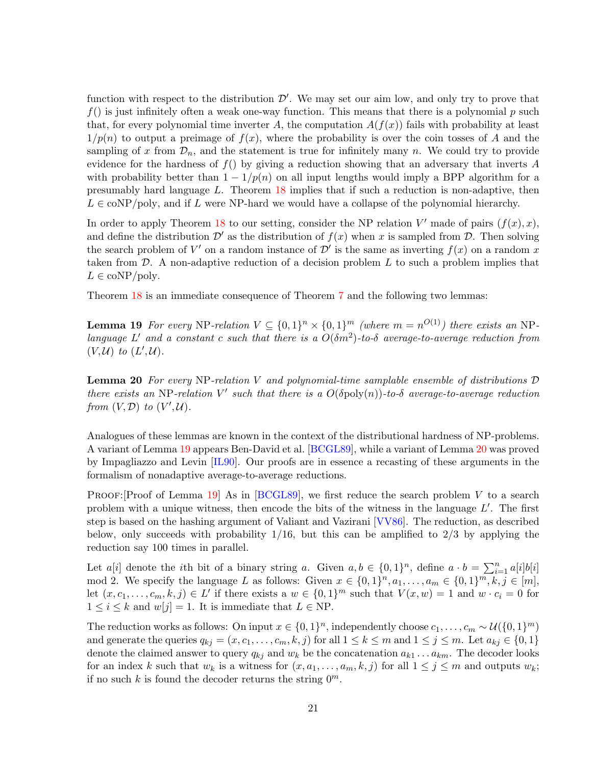function with respect to the distribution $\mathcal{D}'$. We may set our aim low, and only try to prove that $f()$ is just infinitely often a weak one-way function. This means that there is a polynomial $p$ such that, for every polynomial time inverter $A$, the computation $A(f(x))$ fails with probability at least $1/p(n)$ to output a preimage of $f(x)$, where the probability is over the coin tosses of $A$ and the sampling of $x$ from $\mathcal{D}_n$, and the statement is true for infinitely many $n$. We could try to provide evidence for the hardness of $f()$ by giving a reduction showing that an adversary that inverts $A$ with probability better than $1 - 1/p(n)$ on all input lengths would imply a BPP algorithm for a presumably hard language $L$. Theorem 18 implies that if such a reduction is non-adaptive, then $L \in \text{coNP/poly}$, and if $L$ were NP-hard we would have a collapse of the polynomial hierarchy.

In order to apply Theorem 18 to our setting, consider the NP relation $V'$ made of pairs $(f(x), x)$, and define the distribution $\mathcal{D}'$ as the distribution of $f(x)$ when $x$ is sampled from $\mathcal{D}$. Then solving the search problem of $V'$ on a random instance of $\mathcal{D}'$ is the same as inverting $f(x)$ on a random $x$ taken from $\mathcal{D}$. A non-adaptive reduction of a decision problem $L$ to such a problem implies that $L \in \text{coNP/poly}$.

Theorem 18 is an immediate consequence of Theorem 7 and the following two lemmas:

**Lemma 19** *For every* NP*-relation $V \subseteq \{0,1\}^n \times \{0,1\}^m$ (where $m = n^{O(1)}$) there exists an* NP*-language $L'$ and a constant $c$ such that there is a $O(\delta m^2)$-to-$\delta$ average-to-average reduction from $(V, \mathcal{U})$ to $(L', \mathcal{U})$.*

**Lemma 20** *For every* NP*-relation $V$ and polynomial-time samplable ensemble of distributions $\mathcal{D}$ there exists an* NP*-relation $V'$ such that there is a $O(\delta \text{poly}(n))$-to-$\delta$ average-to-average reduction from $(V, \mathcal{D})$ to $(V', \mathcal{U})$.*

Analogues of these lemmas are known in the context of the distributional hardness of NP-problems. A variant of Lemma 19 appears Ben-David et al. [BCGL89], while a variant of Lemma 20 was proved by Impagliazzo and Levin [IL90]. Our proofs are in essence a recasting of these arguments in the formalism of nonadaptive average-to-average reductions.

Proof:[Proof of Lemma 19] As in [BCGL89], we first reduce the search problem $V$ to a search problem with a unique witness, then encode the bits of the witness in the language $L'$. The first step is based on the hashing argument of Valiant and Vazirani [VV86]. The reduction, as described below, only succeeds with probability $1/16$, but this can be amplified to $2/3$ by applying the reduction say 100 times in parallel.

Let $a[i]$ denote the $i$th bit of a binary string $a$. Given $a, b \in \{0,1\}^n$, define $a \cdot b = \sum_{i=1}^{n} a[i]b[i] \bmod 2$. We specify the language $L$ as follows: Given $x \in \{0,1\}^n, a_1, \ldots, a_m \in \{0,1\}^n, k, j \in [m]$, let $(x, c_1, \ldots, c_m, k, j) \in L'$ if there exists a $w \in \{0,1\}^m$ such that $V(x, w) = 1$ and $w \cdot c_i = 0$ for $1 \le i \le k$ and $w[j] = 1$. It is immediate that $L \in \text{NP}$.

The reduction works as follows: On input $x \in \{0,1\}^n$, independently choose $c_1, \ldots, c_m \sim \mathcal{U}(\{0,1\}^m)$ and generate the queries $q_{kj} = (x, c_1, \ldots, c_m, k, j)$ for all $1 \le k \le m$ and $1 \le j \le m$. Let $a_{kj} \in \{0,1\}$ denote the claimed answer to query $q_{kj}$ and $w_k$ be the concatenation $a_{k1} \ldots a_{km}$. The decoder looks for an index $k$ such that $w_k$ is a witness for $(x, a_1, \ldots, a_m, k, j)$ for all $1 \le j \le m$ and outputs $w_k$; if no such $k$ is found the decoder returns the string $0^m$.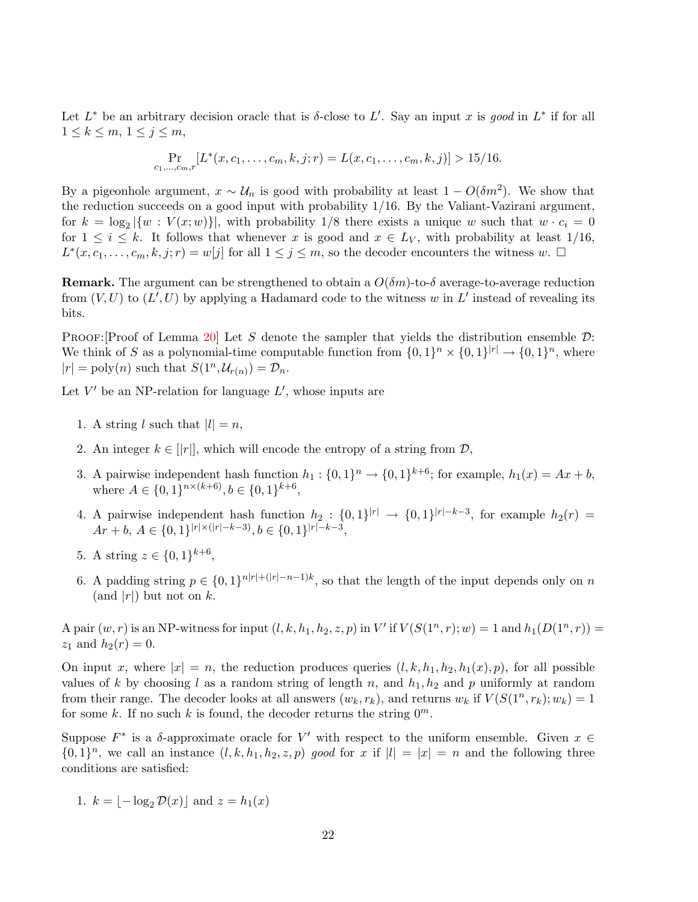Let $L^*$ be an arbitrary decision oracle that is $\delta$-close to $L'$. Say an input $x$ is *good* in $L^*$ if for all $1 \leq k \leq m$, $1 \leq j \leq m$,

$$\Pr_{c_1,\ldots,c_m,r}[L^*(x, c_1, \ldots, c_m, k, j; r) = L(x, c_1, \ldots, c_m, k, j)] > 15/16.$$

By a pigeonhole argument, $x \sim \mathcal{U}_n$ is good with probability at least $1 - O(\delta m^2)$. We show that the reduction succeeds on a good input with probability $1/16$. By the Valiant-Vazirani argument, for $k = \log_2 |\{w : V(x; w)\}|$, with probability $1/8$ there exists a unique $w$ such that $w \cdot c_i = 0$ for $1 \leq i \leq k$. It follows that whenever $x$ is good and $x \in L_V$, with probability at least $1/16$, $L^*(x, c_1, \ldots, c_m, k, j; r) = w[j]$ for all $1 \leq j \leq m$, so the decoder encounters the witness $w$. □

**Remark.** The argument can be strengthened to obtain a $O(\delta m)$-to-$\delta$ average-to-average reduction from $(V, U)$ to $(L', U)$ by applying a Hadamard code to the witness $w$ in $L'$ instead of revealing its bits.

Proof:[Proof of Lemma 20] Let $S$ denote the sampler that yields the distribution ensemble $\mathcal{D}$: We think of $S$ as a polynomial-time computable function from $\{0,1\}^n \times \{0,1\}^{|r|} \to \{0,1\}^n$, where $|r| = \text{poly}(n)$ such that $S(1^n, \mathcal{U}_{r(n)}) = \mathcal{D}_n$.

Let $V'$ be an NP-relation for language $L'$, whose inputs are

1. A string $l$ such that $|l| = n$,
2. An integer $k \in [|r|]$, which will encode the entropy of a string from $\mathcal{D}$,
3. A pairwise independent hash function $h_1 : \{0,1\}^n \to \{0,1\}^{k+6}$; for example, $h_1(x) = Ax + b$, where $A \in \{0,1\}^{n \times (k+6)}, b \in \{0,1\}^{k+6}$,
4. A pairwise independent hash function $h_2 : \{0,1\}^{|r|} \to \{0,1\}^{|r|-k-3}$, for example $h_2(r) = Ar + b$, $A \in \{0,1\}^{|r| \times (|r|-k-3)}, b \in \{0,1\}^{|r|-k-3}$,
5. A string $z \in \{0,1\}^{k+6}$,
6. A padding string $p \in \{0,1\}^{n|r|+(|r|-n-1)k}$, so that the length of the input depends only on $n$ (and $|r|$) but not on $k$.

A pair $(w, r)$ is an NP-witness for input $(l, k, h_1, h_2, z, p)$ in $V'$ if $V(S(1^n, r); w) = 1$ and $h_1(D(1^n, r)) = z_1$ and $h_2(r) = 0$.

On input $x$, where $|x| = n$, the reduction produces queries $(l, k, h_1, h_2, h_1(x), p)$, for all possible values of $k$ by choosing $l$ as a random string of length $n$, and $h_1, h_2$ and $p$ uniformly at random from their range. The decoder looks at all answers $(w_k, r_k)$, and returns $w_k$ if $V(S(1^n, r_k); w_k) = 1$ for some $k$. If no such $k$ is found, the decoder returns the string $0^m$.

Suppose $F^*$ is a $\delta$-approximate oracle for $V'$ with respect to the uniform ensemble. Given $x \in \{0,1\}^n$, we call an instance $(l, k, h_1, h_2, z, p)$ *good* for $x$ if $|l| = |x| = n$ and the following three conditions are satisfied:

1. $k = \lfloor -\log_2 \mathcal{D}(x) \rfloor$ and $z = h_1(x)$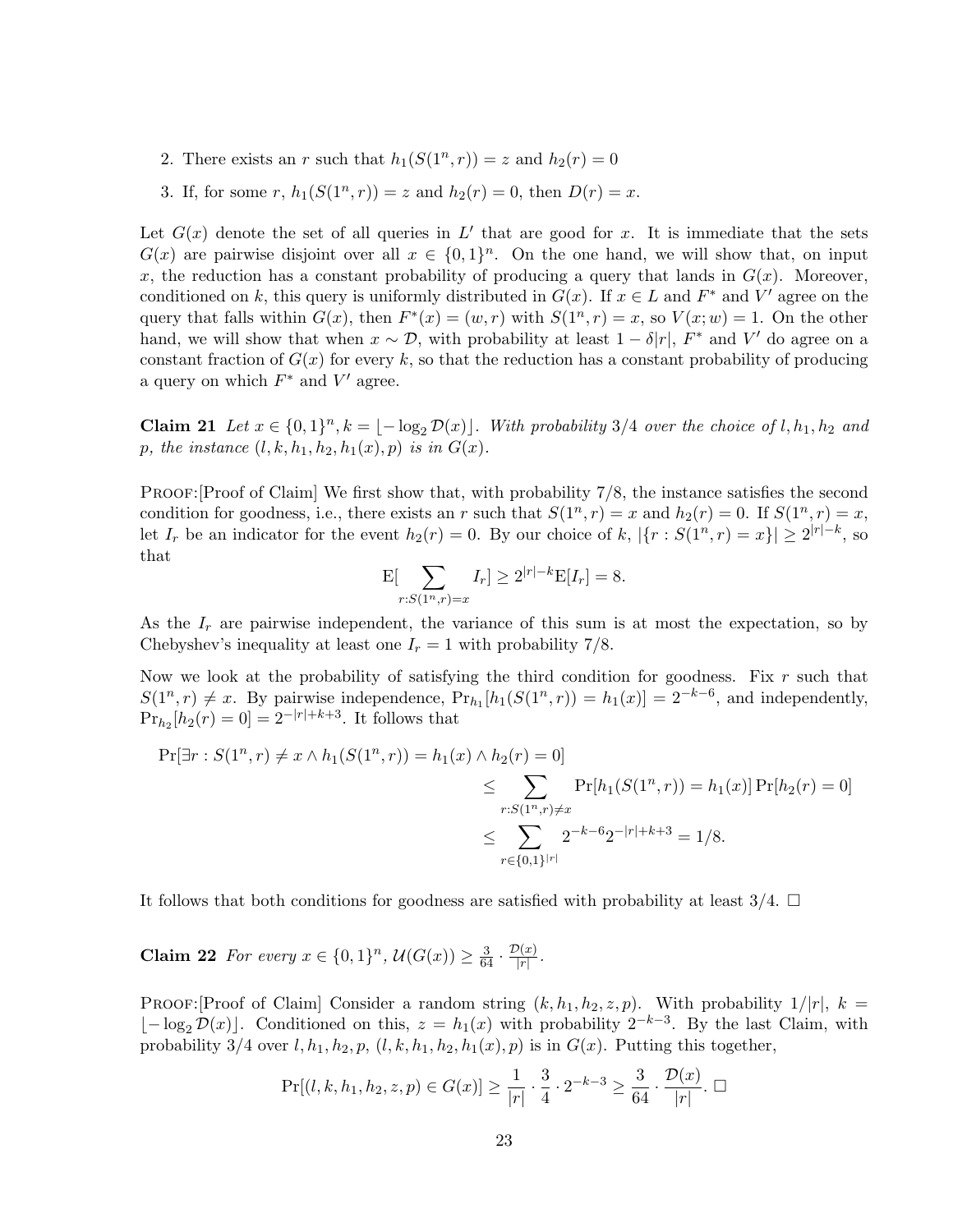2. There exists an $r$ such that $h_1(S(1^n, r)) = z$ and $h_2(r) = 0$
3. If, for some $r$, $h_1(S(1^n, r)) = z$ and $h_2(r) = 0$, then $D(r) = x$.

Let $G(x)$ denote the set of all queries in $L'$ that are good for $x$. It is immediate that the sets $G(x)$ are pairwise disjoint over all $x \in \{0,1\}^n$. On the one hand, we will show that, on input $x$, the reduction has a constant probability of producing a query that lands in $G(x)$. Moreover, conditioned on $k$, this query is uniformly distributed in $G(x)$. If $x \in L$ and $F^*$ and $V'$ agree on the query that falls within $G(x)$, then $F^*(x) = (w, r)$ with $S(1^n, r) = x$, so $V(x; w) = 1$. On the other hand, we will show that when $x \sim \mathcal{D}$, with probability at least $1 - \delta|r|$, $F^*$ and $V'$ do agree on a constant fraction of $G(x)$ for every $k$, so that the reduction has a constant probability of producing a query on which $F^*$ and $V'$ agree.

**Claim 21** *Let $x \in \{0,1\}^n$, $k = \lfloor -\log_2 \mathcal{D}(x) \rfloor$. With probability $3/4$ over the choice of $l, h_1, h_2$ and $p$, the instance $(l, k, h_1, h_2, h_1(x), p)$ is in $G(x)$.*

Proof:[Proof of Claim] We first show that, with probability 7/8, the instance satisfies the second condition for goodness, i.e., there exists an $r$ such that $S(1^n, r) = x$ and $h_2(r) = 0$. If $S(1^n, r) = x$, let $I_r$ be an indicator for the event $h_2(r) = 0$. By our choice of $k$, $|\{r : S(1^n, r) = x\}| \geq 2^{|r|-k}$, so that

$$\mathrm{E}[\sum_{r:S(1^n,r)=x} I_r] \geq 2^{|r|-k}\mathrm{E}[I_r] = 8.$$

As the $I_r$ are pairwise independent, the variance of this sum is at most the expectation, so by Chebyshev's inequality at least one $I_r = 1$ with probability 7/8.

Now we look at the probability of satisfying the third condition for goodness. Fix $r$ such that $S(1^n, r) \neq x$. By pairwise independence, $\Pr_{h_1}[h_1(S(1^n, r)) = h_1(x)] = 2^{-k-6}$, and independently, $\Pr_{h_2}[h_2(r) = 0] = 2^{-|r|+k+3}$. It follows that

$$\begin{aligned}
\Pr[\exists r : S(1^n, r) \neq x \wedge h_1(S(1^n, r)) = h_1(x) \wedge h_2(r) = 0] \\
&\leq \sum_{r:S(1^n,r)\neq x} \Pr[h_1(S(1^n, r)) = h_1(x)] \Pr[h_2(r) = 0] \\
&\leq \sum_{r\in\{0,1\}^{|r|}} 2^{-k-6} 2^{-|r|+k+3} = 1/8.
\end{aligned}$$

It follows that both conditions for goodness are satisfied with probability at least 3/4. □

**Claim 22** *For every $x \in \{0,1\}^n$, $\mathcal{U}(G(x)) \geq \frac{3}{64} \cdot \frac{\mathcal{D}(x)}{|r|}$.*

Proof:[Proof of Claim] Consider a random string $(k, h_1, h_2, z, p)$. With probability $1/|r|$, $k = \lfloor -\log_2 \mathcal{D}(x) \rfloor$. Conditioned on this, $z = h_1(x)$ with probability $2^{-k-3}$. By the last Claim, with probability 3/4 over $l, h_1, h_2, p$, $(l, k, h_1, h_2, h_1(x), p)$ is in $G(x)$. Putting this together,

$$\Pr[(l, k, h_1, h_2, z, p) \in G(x)] \geq \frac{1}{|r|} \cdot \frac{3}{4} \cdot 2^{-k-3} \geq \frac{3}{64} \cdot \frac{\mathcal{D}(x)}{|r|}. \; \Box$$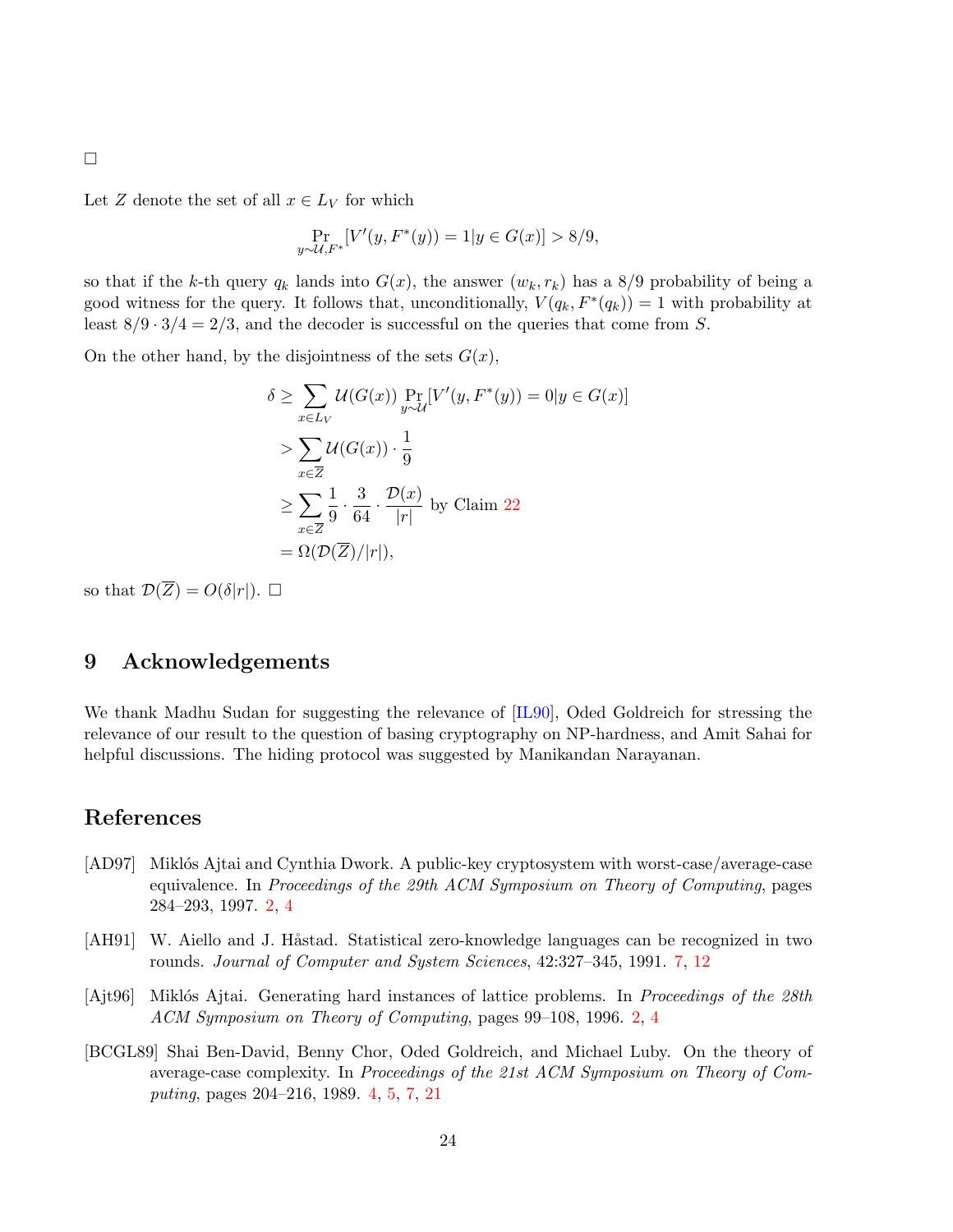□

Let $Z$ denote the set of all $x \in L_V$ for which

$$\Pr_{y \sim \mathcal{U}, F^*}[V'(y, F^*(y)) = 1 | y \in G(x)] > 8/9,$$

so that if the $k$-th query $q_k$ lands into $G(x)$, the answer $(w_k, r_k)$ has a 8/9 probability of being a good witness for the query. It follows that, unconditionally, $V(q_k, F^*(q_k)) = 1$ with probability at least $8/9 \cdot 3/4 = 2/3$, and the decoder is successful on the queries that come from $S$.

On the other hand, by the disjointness of the sets $G(x)$,

$$\begin{aligned}
\delta &\geq \sum_{x \in L_V} \mathcal{U}(G(x)) \Pr_{y \sim \mathcal{U}}[V'(y, F^*(y)) = 0 | y \in G(x)] \\
&> \sum_{x \in \overline{Z}} \mathcal{U}(G(x)) \cdot \frac{1}{9} \\
&\geq \sum_{x \in \overline{Z}} \frac{1}{9} \cdot \frac{3}{64} \cdot \frac{\mathcal{D}(x)}{|r|} \text{ by Claim 22} \\
&= \Omega(\mathcal{D}(\overline{Z})/|r|),
\end{aligned}$$

so that $\mathcal{D}(\overline{Z}) = O(\delta |r|)$. □

# 9 Acknowledgements

We thank Madhu Sudan for suggesting the relevance of [IL90], Oded Goldreich for stressing the relevance of our result to the question of basing cryptography on NP-hardness, and Amit Sahai for helpful discussions. The hiding protocol was suggested by Manikandan Narayanan.

# References

[AD97] Miklós Ajtai and Cynthia Dwork. A public-key cryptosystem with worst-case/average-case equivalence. In *Proceedings of the 29th ACM Symposium on Theory of Computing*, pages 284–293, 1997. 2, 4

[AH91] W. Aiello and J. Håstad. Statistical zero-knowledge languages can be recognized in two rounds. *Journal of Computer and System Sciences*, 42:327–345, 1991. 7, 12

[Ajt96] Miklós Ajtai. Generating hard instances of lattice problems. In *Proceedings of the 28th ACM Symposium on Theory of Computing*, pages 99–108, 1996. 2, 4

[BCGL89] Shai Ben-David, Benny Chor, Oded Goldreich, and Michael Luby. On the theory of average-case complexity. In *Proceedings of the 21st ACM Symposium on Theory of Computing*, pages 204–216, 1989. 4, 5, 7, 21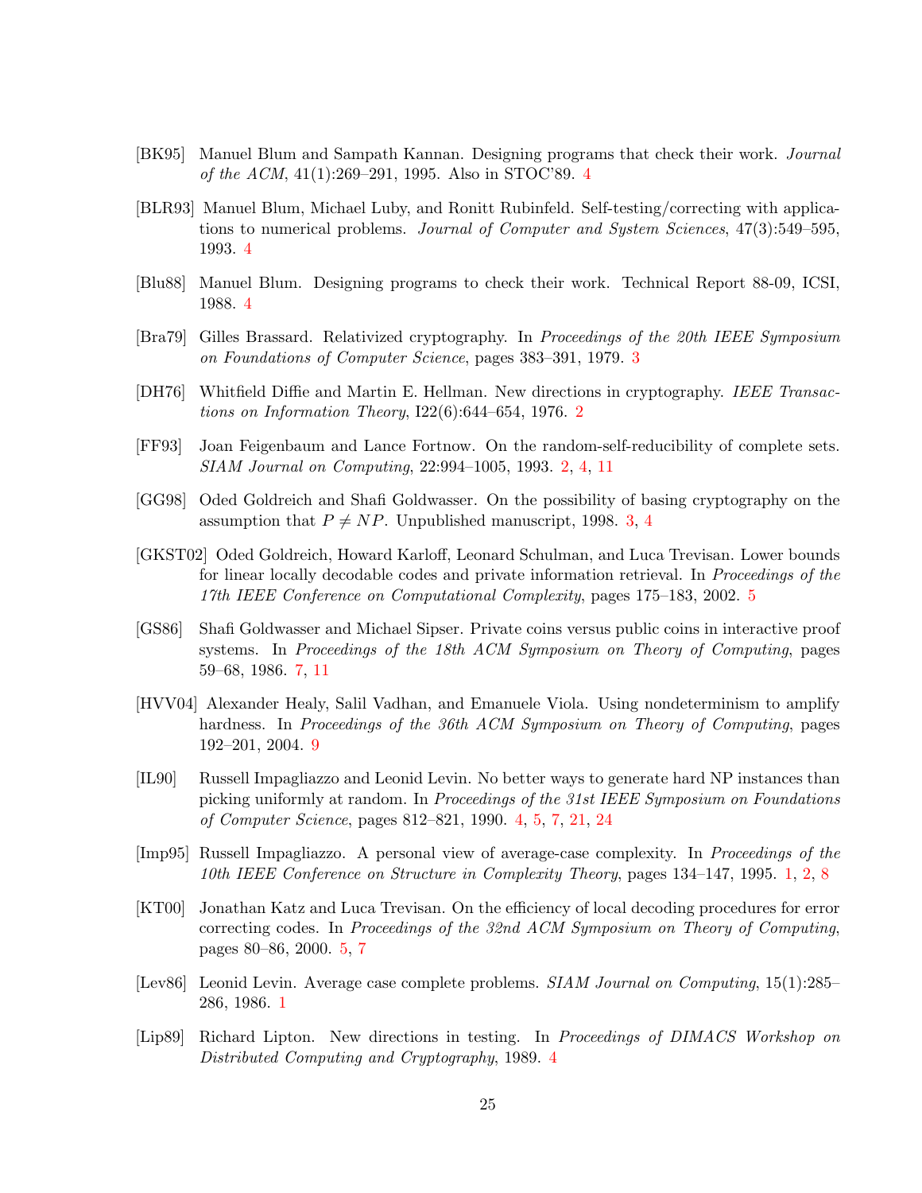[BK95] Manuel Blum and Sampath Kannan. Designing programs that check their work. *Journal of the ACM*, 41(1):269–291, 1995. Also in STOC'89. 4

[BLR93] Manuel Blum, Michael Luby, and Ronitt Rubinfeld. Self-testing/correcting with applications to numerical problems. *Journal of Computer and System Sciences*, 47(3):549–595, 1993. 4

[Blu88] Manuel Blum. Designing programs to check their work. Technical Report 88-09, ICSI, 1988. 4

[Bra79] Gilles Brassard. Relativized cryptography. In *Proceedings of the 20th IEEE Symposium on Foundations of Computer Science*, pages 383–391, 1979. 3

[DH76] Whitfield Diffie and Martin E. Hellman. New directions in cryptography. *IEEE Transactions on Information Theory*, I22(6):644–654, 1976. 2

[FF93] Joan Feigenbaum and Lance Fortnow. On the random-self-reducibility of complete sets. *SIAM Journal on Computing*, 22:994–1005, 1993. 2, 4, 11

[GG98] Oded Goldreich and Shafi Goldwasser. On the possibility of basing cryptography on the assumption that $P \neq NP$. Unpublished manuscript, 1998. 3, 4

[GKST02] Oded Goldreich, Howard Karloff, Leonard Schulman, and Luca Trevisan. Lower bounds for linear locally decodable codes and private information retrieval. In *Proceedings of the 17th IEEE Conference on Computational Complexity*, pages 175–183, 2002. 5

[GS86] Shafi Goldwasser and Michael Sipser. Private coins versus public coins in interactive proof systems. In *Proceedings of the 18th ACM Symposium on Theory of Computing*, pages 59–68, 1986. 7, 11

[HVV04] Alexander Healy, Salil Vadhan, and Emanuele Viola. Using nondeterminism to amplify hardness. In *Proceedings of the 36th ACM Symposium on Theory of Computing*, pages 192–201, 2004. 9

[IL90] Russell Impagliazzo and Leonid Levin. No better ways to generate hard NP instances than picking uniformly at random. In *Proceedings of the 31st IEEE Symposium on Foundations of Computer Science*, pages 812–821, 1990. 4, 5, 7, 21, 24

[Imp95] Russell Impagliazzo. A personal view of average-case complexity. In *Proceedings of the 10th IEEE Conference on Structure in Complexity Theory*, pages 134–147, 1995. 1, 2, 8

[KT00] Jonathan Katz and Luca Trevisan. On the efficiency of local decoding procedures for error correcting codes. In *Proceedings of the 32nd ACM Symposium on Theory of Computing*, pages 80–86, 2000. 5, 7

[Lev86] Leonid Levin. Average case complete problems. *SIAM Journal on Computing*, 15(1):285–286, 1986. 1

[Lip89] Richard Lipton. New directions in testing. In *Proceedings of DIMACS Workshop on Distributed Computing and Cryptography*, 1989. 4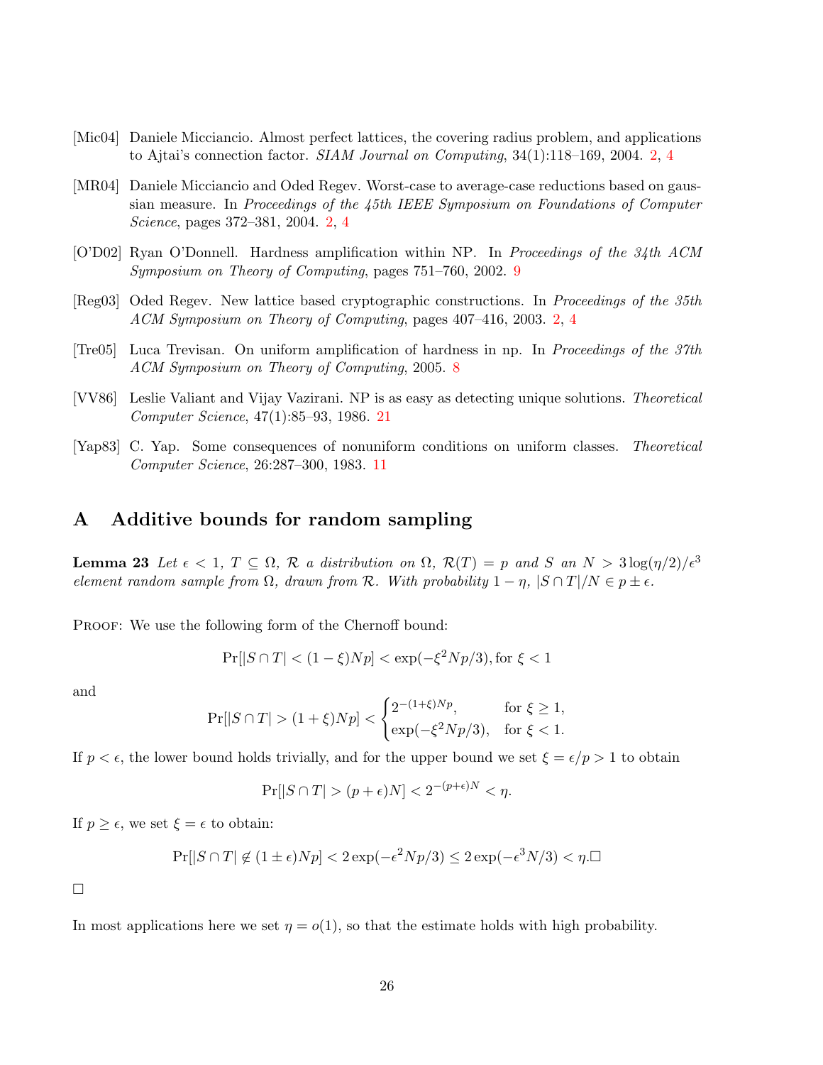[Mic04] Daniele Micciancio. Almost perfect lattices, the covering radius problem, and applications to Ajtai's connection factor. *SIAM Journal on Computing*, 34(1):118–169, 2004. 2, 4

[MR04] Daniele Micciancio and Oded Regev. Worst-case to average-case reductions based on gaussian measure. In *Proceedings of the 45th IEEE Symposium on Foundations of Computer Science*, pages 372–381, 2004. 2, 4

[O'D02] Ryan O'Donnell. Hardness amplification within NP. In *Proceedings of the 34th ACM Symposium on Theory of Computing*, pages 751–760, 2002. 9

[Reg03] Oded Regev. New lattice based cryptographic constructions. In *Proceedings of the 35th ACM Symposium on Theory of Computing*, pages 407–416, 2003. 2, 4

[Tre05] Luca Trevisan. On uniform amplification of hardness in np. In *Proceedings of the 37th ACM Symposium on Theory of Computing*, 2005. 8

[VV86] Leslie Valiant and Vijay Vazirani. NP is as easy as detecting unique solutions. *Theoretical Computer Science*, 47(1):85–93, 1986. 21

[Yap83] C. Yap. Some consequences of nonuniform conditions on uniform classes. *Theoretical Computer Science*, 26:287–300, 1983. 11

# A Additive bounds for random sampling

**Lemma 23** *Let $\epsilon < 1$, $T \subseteq \Omega$, $\mathcal{R}$ a distribution on $\Omega$, $\mathcal{R}(T) = p$ and $S$ an $N > 3\log(\eta/2)/\epsilon^3$ element random sample from $\Omega$, drawn from $\mathcal{R}$. With probability $1 - \eta$, $|S \cap T|/N \in p \pm \epsilon$.*

Proof: We use the following form of the Chernoff bound:

$$\Pr[|S \cap T| < (1-\xi)Np] < \exp(-\xi^2 Np/3), \text{for } \xi < 1$$

and

$$\Pr[|S \cap T| > (1+\xi)Np] < \begin{cases} 2^{-(1+\xi)Np}, & \text{for } \xi \geq 1, \\ \exp(-\xi^2 Np/3), & \text{for } \xi < 1. \end{cases}$$

If $p < \epsilon$, the lower bound holds trivially, and for the upper bound we set $\xi = \epsilon/p > 1$ to obtain

$$\Pr[|S \cap T| > (p+\epsilon)N] < 2^{-(p+\epsilon)N} < \eta.$$

If $p \geq \epsilon$, we set $\xi = \epsilon$ to obtain:

$$\Pr[|S \cap T| \notin (1 \pm \epsilon)Np] < 2\exp(-\epsilon^2 Np/3) \leq 2\exp(-\epsilon^3 N/3) < \eta. \square$$

□

In most applications here we set $\eta = o(1)$, so that the estimate holds with high probability.